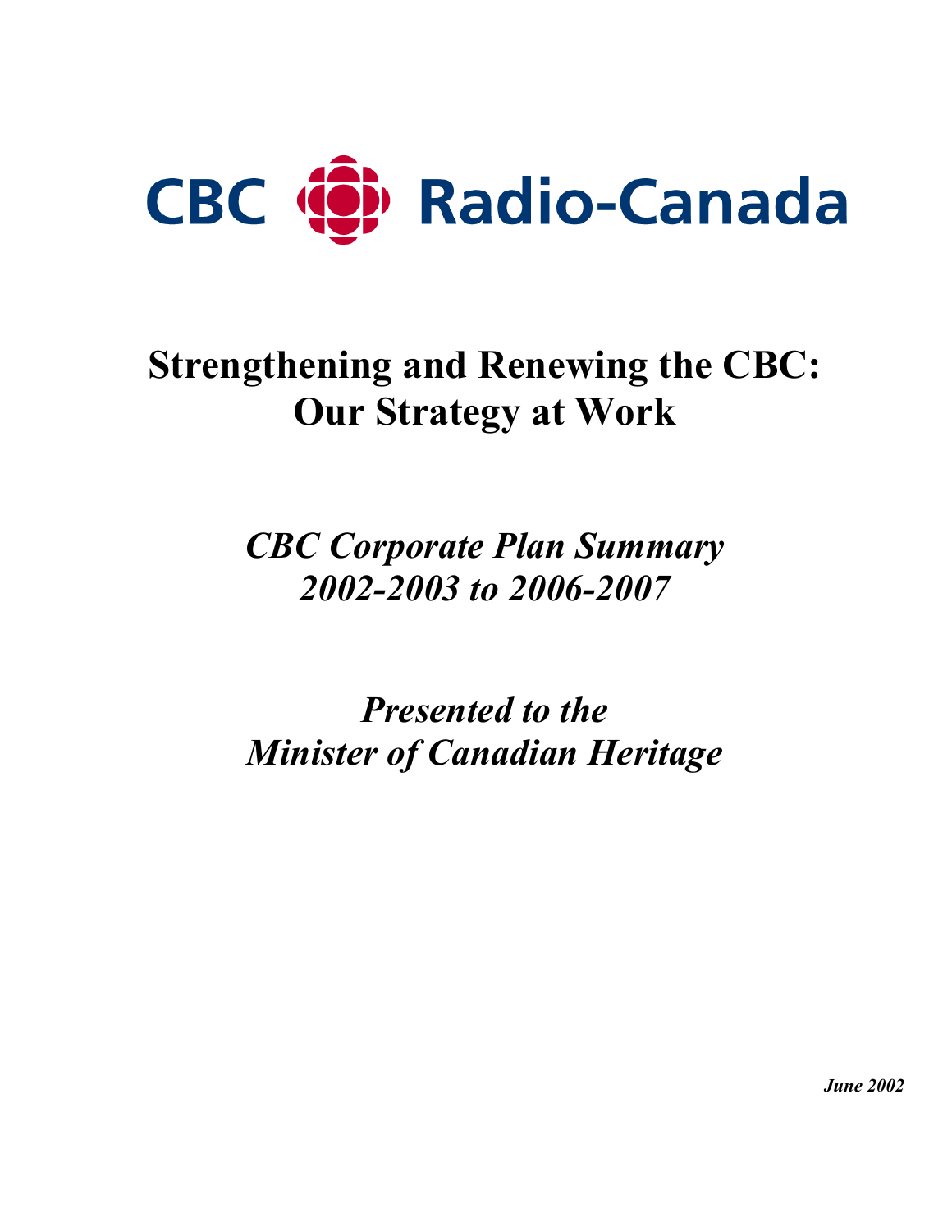CBC Radio-Canada

# Strengthening and Renewing the CBC: Our Strategy at Work

## *CBC Corporate Plan Summary 2002-2003 to 2006-2007*

## *Presented to the Minister of Canadian Heritage*

***June 2002***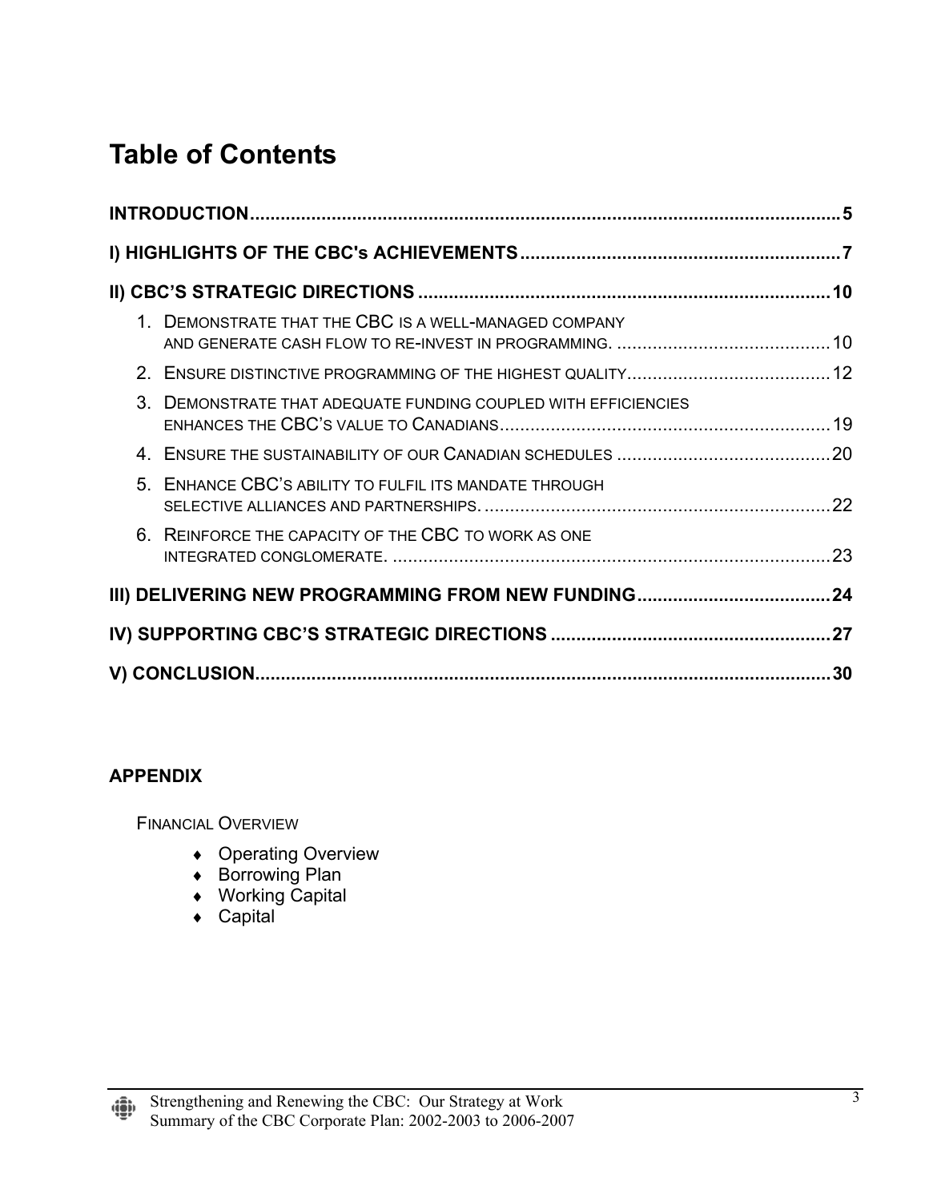# Table of Contents

**INTRODUCTION** ..... 5

**I) HIGHLIGHTS OF THE CBC's ACHIEVEMENTS** ..... 7

**II) CBC'S STRATEGIC DIRECTIONS** ..... 10

1. Demonstrate that the CBC is a well-managed company and generate cash flow to re-invest in programming. ..... 10
2. Ensure distinctive programming of the highest quality ..... 12
3. Demonstrate that adequate funding coupled with efficiencies enhances the CBC's value to Canadians ..... 19
4. Ensure the sustainability of our Canadian schedules ..... 20
5. Enhance CBC's ability to fulfil its mandate through selective alliances and partnerships. ..... 22
6. Reinforce the capacity of the CBC to work as one integrated conglomerate. ..... 23

**III) DELIVERING NEW PROGRAMMING FROM NEW FUNDING** ..... 24

**IV) SUPPORTING CBC'S STRATEGIC DIRECTIONS** ..... 27

**V) CONCLUSION** ..... 30

**APPENDIX**

Financial Overview

- Operating Overview
- Borrowing Plan
- Working Capital
- Capital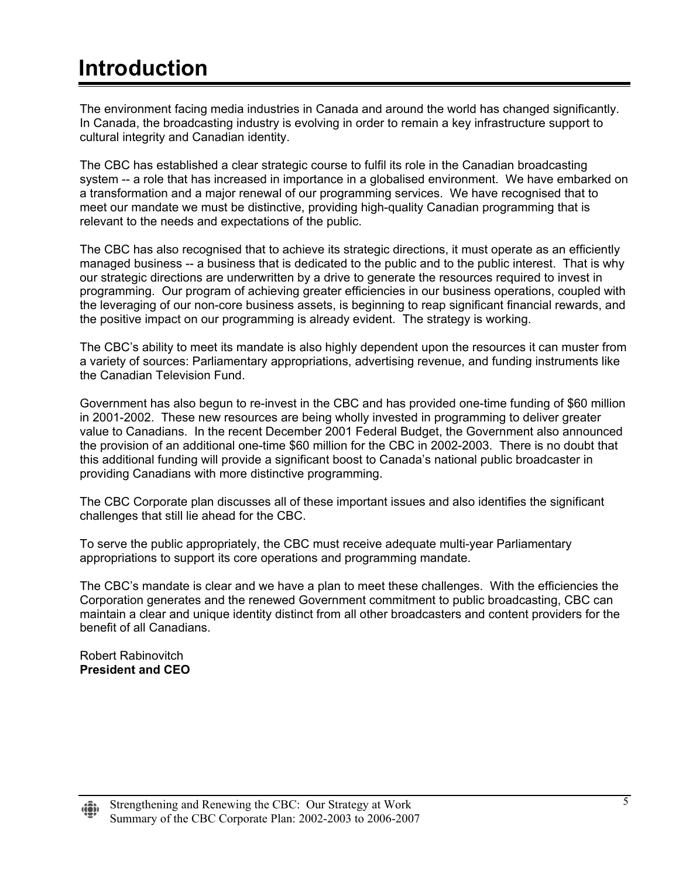# Introduction

The environment facing media industries in Canada and around the world has changed significantly. In Canada, the broadcasting industry is evolving in order to remain a key infrastructure support to cultural integrity and Canadian identity.

The CBC has established a clear strategic course to fulfil its role in the Canadian broadcasting system -- a role that has increased in importance in a globalised environment. We have embarked on a transformation and a major renewal of our programming services. We have recognised that to meet our mandate we must be distinctive, providing high-quality Canadian programming that is relevant to the needs and expectations of the public.

The CBC has also recognised that to achieve its strategic directions, it must operate as an efficiently managed business -- a business that is dedicated to the public and to the public interest. That is why our strategic directions are underwritten by a drive to generate the resources required to invest in programming. Our program of achieving greater efficiencies in our business operations, coupled with the leveraging of our non-core business assets, is beginning to reap significant financial rewards, and the positive impact on our programming is already evident. The strategy is working.

The CBC's ability to meet its mandate is also highly dependent upon the resources it can muster from a variety of sources: Parliamentary appropriations, advertising revenue, and funding instruments like the Canadian Television Fund.

Government has also begun to re-invest in the CBC and has provided one-time funding of $60 million in 2001-2002. These new resources are being wholly invested in programming to deliver greater value to Canadians. In the recent December 2001 Federal Budget, the Government also announced the provision of an additional one-time $60 million for the CBC in 2002-2003. There is no doubt that this additional funding will provide a significant boost to Canada's national public broadcaster in providing Canadians with more distinctive programming.

The CBC Corporate plan discusses all of these important issues and also identifies the significant challenges that still lie ahead for the CBC.

To serve the public appropriately, the CBC must receive adequate multi-year Parliamentary appropriations to support its core operations and programming mandate.

The CBC's mandate is clear and we have a plan to meet these challenges. With the efficiencies the Corporation generates and the renewed Government commitment to public broadcasting, CBC can maintain a clear and unique identity distinct from all other broadcasters and content providers for the benefit of all Canadians.

Robert Rabinovitch
**President and CEO**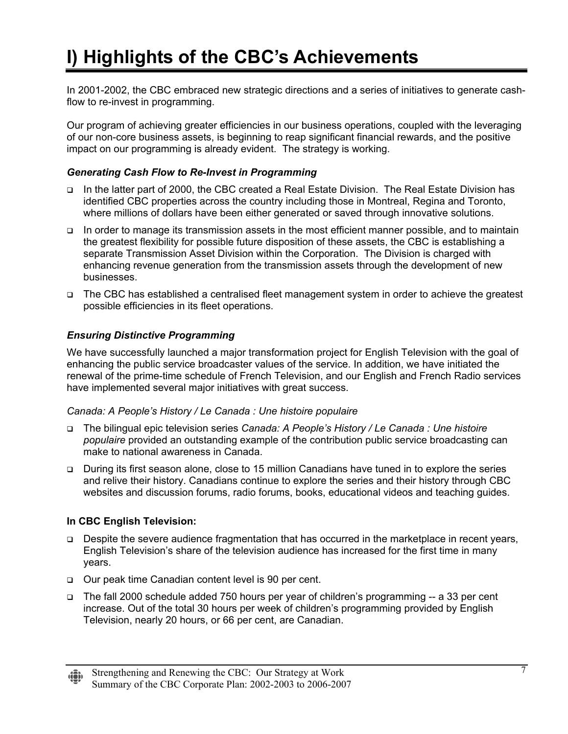# I) Highlights of the CBC's Achievements

In 2001-2002, the CBC embraced new strategic directions and a series of initiatives to generate cash-flow to re-invest in programming.

Our program of achieving greater efficiencies in our business operations, coupled with the leveraging of our non-core business assets, is beginning to reap significant financial rewards, and the positive impact on our programming is already evident. The strategy is working.

### *Generating Cash Flow to Re-Invest in Programming*

- In the latter part of 2000, the CBC created a Real Estate Division. The Real Estate Division has identified CBC properties across the country including those in Montreal, Regina and Toronto, where millions of dollars have been either generated or saved through innovative solutions.
- In order to manage its transmission assets in the most efficient manner possible, and to maintain the greatest flexibility for possible future disposition of these assets, the CBC is establishing a separate Transmission Asset Division within the Corporation. The Division is charged with enhancing revenue generation from the transmission assets through the development of new businesses.
- The CBC has established a centralised fleet management system in order to achieve the greatest possible efficiencies in its fleet operations.

### *Ensuring Distinctive Programming*

We have successfully launched a major transformation project for English Television with the goal of enhancing the public service broadcaster values of the service. In addition, we have initiated the renewal of the prime-time schedule of French Television, and our English and French Radio services have implemented several major initiatives with great success.

*Canada: A People's History / Le Canada : Une histoire populaire*

- The bilingual epic television series *Canada: A People's History / Le Canada : Une histoire populaire* provided an outstanding example of the contribution public service broadcasting can make to national awareness in Canada.
- During its first season alone, close to 15 million Canadians have tuned in to explore the series and relive their history. Canadians continue to explore the series and their history through CBC websites and discussion forums, radio forums, books, educational videos and teaching guides.

**In CBC English Television:**

- Despite the severe audience fragmentation that has occurred in the marketplace in recent years, English Television's share of the television audience has increased for the first time in many years.
- Our peak time Canadian content level is 90 per cent.
- The fall 2000 schedule added 750 hours per year of children's programming -- a 33 per cent increase. Out of the total 30 hours per week of children's programming provided by English Television, nearly 20 hours, or 66 per cent, are Canadian.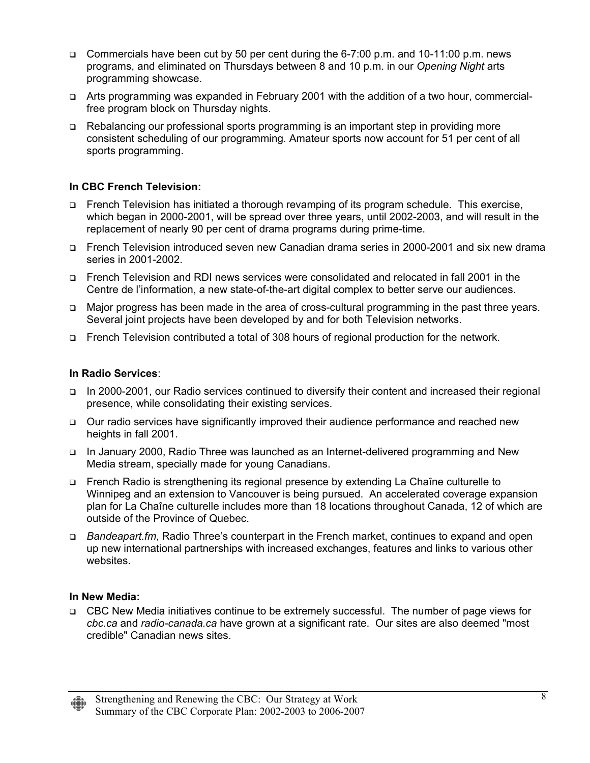- Commercials have been cut by 50 per cent during the 6-7:00 p.m. and 10-11:00 p.m. news programs, and eliminated on Thursdays between 8 and 10 p.m. in our *Opening Night* arts programming showcase.
- Arts programming was expanded in February 2001 with the addition of a two hour, commercial-free program block on Thursday nights.
- Rebalancing our professional sports programming is an important step in providing more consistent scheduling of our programming. Amateur sports now account for 51 per cent of all sports programming.

**In CBC French Television:**

- French Television has initiated a thorough revamping of its program schedule. This exercise, which began in 2000-2001, will be spread over three years, until 2002-2003, and will result in the replacement of nearly 90 per cent of drama programs during prime-time.
- French Television introduced seven new Canadian drama series in 2000-2001 and six new drama series in 2001-2002.
- French Television and RDI news services were consolidated and relocated in fall 2001 in the Centre de l'information, a new state-of-the-art digital complex to better serve our audiences.
- Major progress has been made in the area of cross-cultural programming in the past three years. Several joint projects have been developed by and for both Television networks.
- French Television contributed a total of 308 hours of regional production for the network.

**In Radio Services**:

- In 2000-2001, our Radio services continued to diversify their content and increased their regional presence, while consolidating their existing services.
- Our radio services have significantly improved their audience performance and reached new heights in fall 2001.
- In January 2000, Radio Three was launched as an Internet-delivered programming and New Media stream, specially made for young Canadians.
- French Radio is strengthening its regional presence by extending La Chaîne culturelle to Winnipeg and an extension to Vancouver is being pursued. An accelerated coverage expansion plan for La Chaîne culturelle includes more than 18 locations throughout Canada, 12 of which are outside of the Province of Quebec.
- *Bandeapart.fm*, Radio Three's counterpart in the French market, continues to expand and open up new international partnerships with increased exchanges, features and links to various other websites.

**In New Media:**

- CBC New Media initiatives continue to be extremely successful. The number of page views for *cbc.ca* and *radio-canada.ca* have grown at a significant rate. Our sites are also deemed "most credible" Canadian news sites.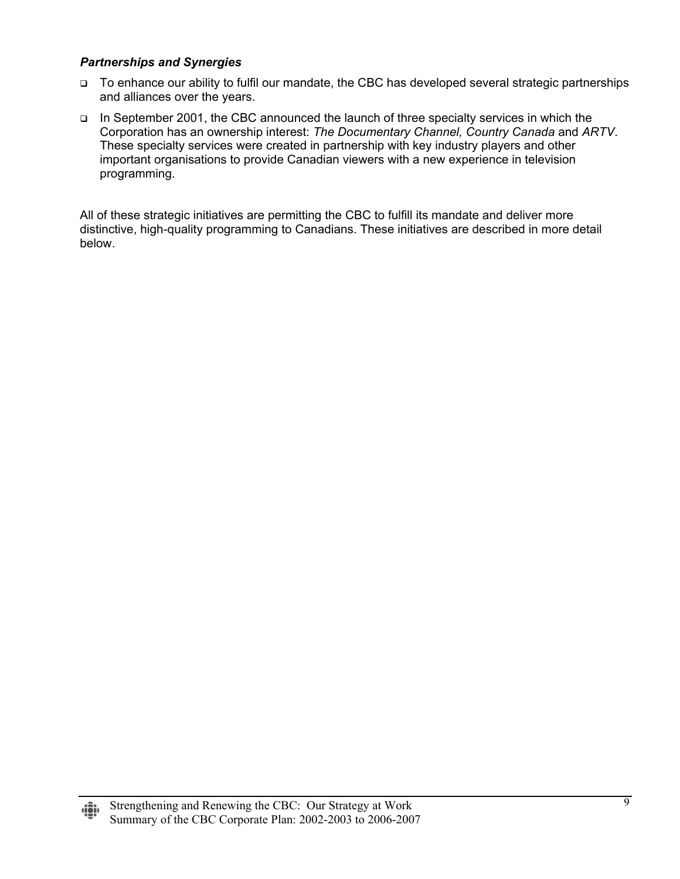***Partnerships and Synergies***

- To enhance our ability to fulfil our mandate, the CBC has developed several strategic partnerships and alliances over the years.
- In September 2001, the CBC announced the launch of three specialty services in which the Corporation has an ownership interest: *The Documentary Channel, Country Canada* and *ARTV*. These specialty services were created in partnership with key industry players and other important organisations to provide Canadian viewers with a new experience in television programming.

All of these strategic initiatives are permitting the CBC to fulfill its mandate and deliver more distinctive, high-quality programming to Canadians. These initiatives are described in more detail below.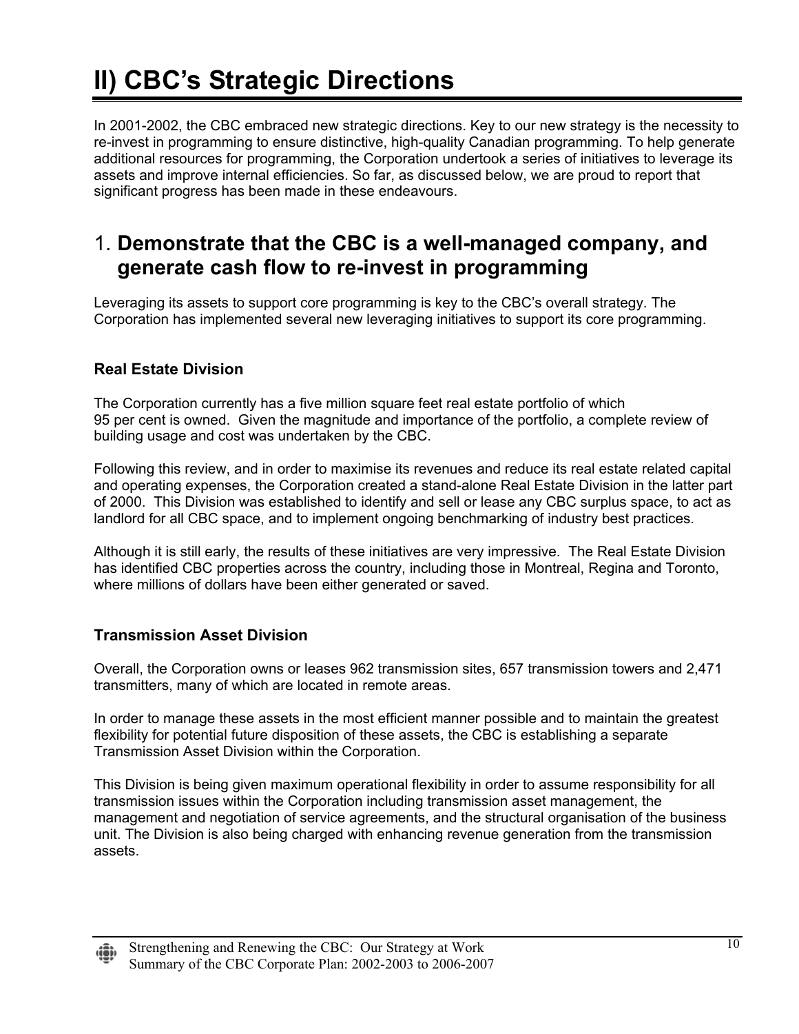# II) CBC's Strategic Directions

In 2001-2002, the CBC embraced new strategic directions. Key to our new strategy is the necessity to re-invest in programming to ensure distinctive, high-quality Canadian programming. To help generate additional resources for programming, the Corporation undertook a series of initiatives to leverage its assets and improve internal efficiencies. So far, as discussed below, we are proud to report that significant progress has been made in these endeavours.

## 1. Demonstrate that the CBC is a well-managed company, and generate cash flow to re-invest in programming

Leveraging its assets to support core programming is key to the CBC's overall strategy. The Corporation has implemented several new leveraging initiatives to support its core programming.

### Real Estate Division

The Corporation currently has a five million square feet real estate portfolio of which 95 per cent is owned. Given the magnitude and importance of the portfolio, a complete review of building usage and cost was undertaken by the CBC.

Following this review, and in order to maximise its revenues and reduce its real estate related capital and operating expenses, the Corporation created a stand-alone Real Estate Division in the latter part of 2000. This Division was established to identify and sell or lease any CBC surplus space, to act as landlord for all CBC space, and to implement ongoing benchmarking of industry best practices.

Although it is still early, the results of these initiatives are very impressive. The Real Estate Division has identified CBC properties across the country, including those in Montreal, Regina and Toronto, where millions of dollars have been either generated or saved.

### Transmission Asset Division

Overall, the Corporation owns or leases 962 transmission sites, 657 transmission towers and 2,471 transmitters, many of which are located in remote areas.

In order to manage these assets in the most efficient manner possible and to maintain the greatest flexibility for potential future disposition of these assets, the CBC is establishing a separate Transmission Asset Division within the Corporation.

This Division is being given maximum operational flexibility in order to assume responsibility for all transmission issues within the Corporation including transmission asset management, the management and negotiation of service agreements, and the structural organisation of the business unit. The Division is also being charged with enhancing revenue generation from the transmission assets.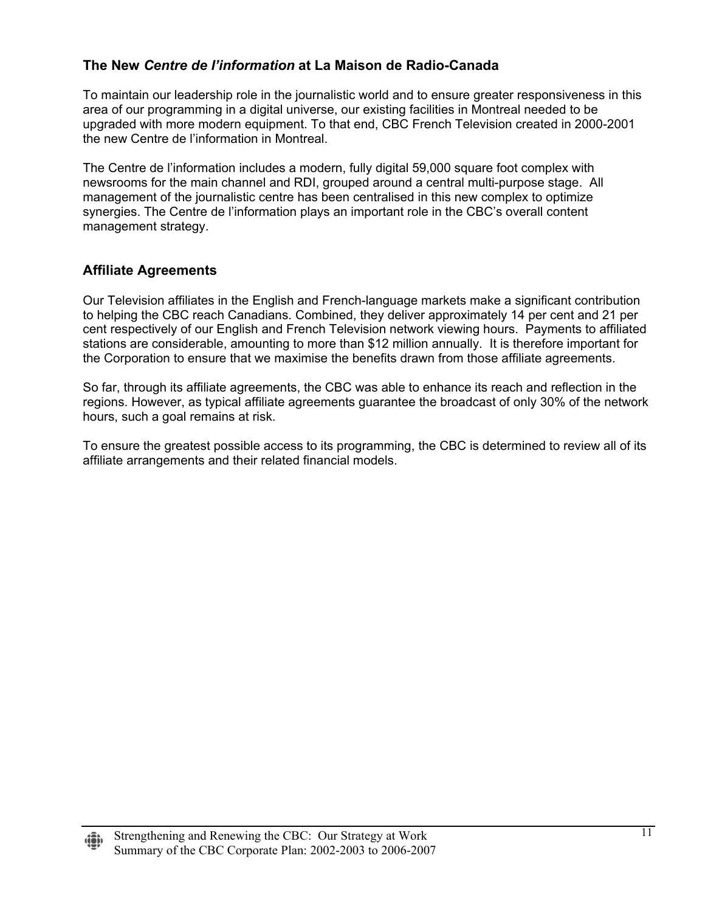## The New *Centre de l'information* at La Maison de Radio-Canada

To maintain our leadership role in the journalistic world and to ensure greater responsiveness in this area of our programming in a digital universe, our existing facilities in Montreal needed to be upgraded with more modern equipment. To that end, CBC French Television created in 2000-2001 the new Centre de l'information in Montreal.

The Centre de l'information includes a modern, fully digital 59,000 square foot complex with newsrooms for the main channel and RDI, grouped around a central multi-purpose stage. All management of the journalistic centre has been centralised in this new complex to optimize synergies. The Centre de l'information plays an important role in the CBC's overall content management strategy.

## Affiliate Agreements

Our Television affiliates in the English and French-language markets make a significant contribution to helping the CBC reach Canadians. Combined, they deliver approximately 14 per cent and 21 per cent respectively of our English and French Television network viewing hours. Payments to affiliated stations are considerable, amounting to more than $12 million annually. It is therefore important for the Corporation to ensure that we maximise the benefits drawn from those affiliate agreements.

So far, through its affiliate agreements, the CBC was able to enhance its reach and reflection in the regions. However, as typical affiliate agreements guarantee the broadcast of only 30% of the network hours, such a goal remains at risk.

To ensure the greatest possible access to its programming, the CBC is determined to review all of its affiliate arrangements and their related financial models.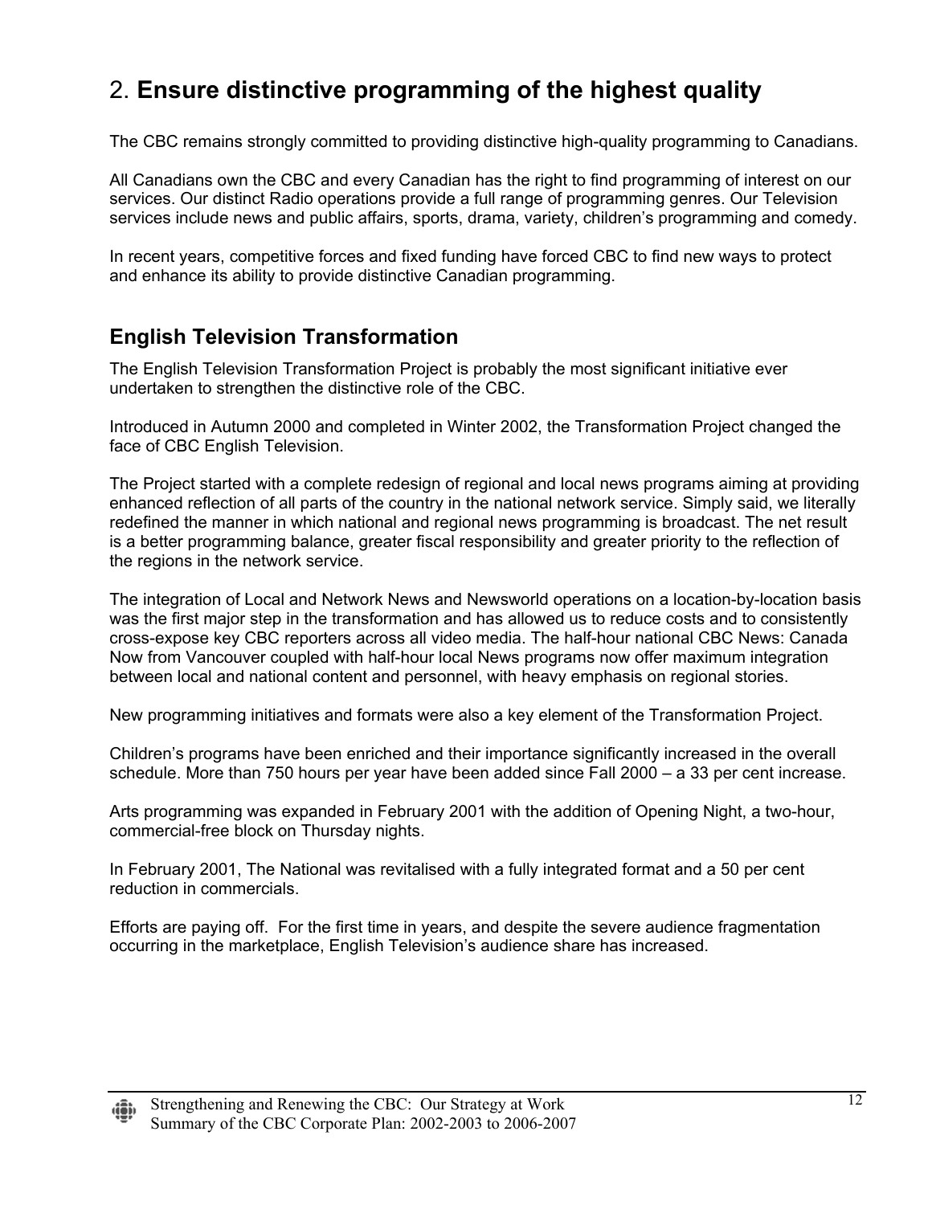## 2. **Ensure distinctive programming of the highest quality**

The CBC remains strongly committed to providing distinctive high-quality programming to Canadians.

All Canadians own the CBC and every Canadian has the right to find programming of interest on our services. Our distinct Radio operations provide a full range of programming genres. Our Television services include news and public affairs, sports, drama, variety, children's programming and comedy.

In recent years, competitive forces and fixed funding have forced CBC to find new ways to protect and enhance its ability to provide distinctive Canadian programming.

### English Television Transformation

The English Television Transformation Project is probably the most significant initiative ever undertaken to strengthen the distinctive role of the CBC.

Introduced in Autumn 2000 and completed in Winter 2002, the Transformation Project changed the face of CBC English Television.

The Project started with a complete redesign of regional and local news programs aiming at providing enhanced reflection of all parts of the country in the national network service. Simply said, we literally redefined the manner in which national and regional news programming is broadcast. The net result is a better programming balance, greater fiscal responsibility and greater priority to the reflection of the regions in the network service.

The integration of Local and Network News and Newsworld operations on a location-by-location basis was the first major step in the transformation and has allowed us to reduce costs and to consistently cross-expose key CBC reporters across all video media. The half-hour national CBC News: Canada Now from Vancouver coupled with half-hour local News programs now offer maximum integration between local and national content and personnel, with heavy emphasis on regional stories.

New programming initiatives and formats were also a key element of the Transformation Project.

Children's programs have been enriched and their importance significantly increased in the overall schedule. More than 750 hours per year have been added since Fall 2000 – a 33 per cent increase.

Arts programming was expanded in February 2001 with the addition of Opening Night, a two-hour, commercial-free block on Thursday nights.

In February 2001, The National was revitalised with a fully integrated format and a 50 per cent reduction in commercials.

Efforts are paying off. For the first time in years, and despite the severe audience fragmentation occurring in the marketplace, English Television's audience share has increased.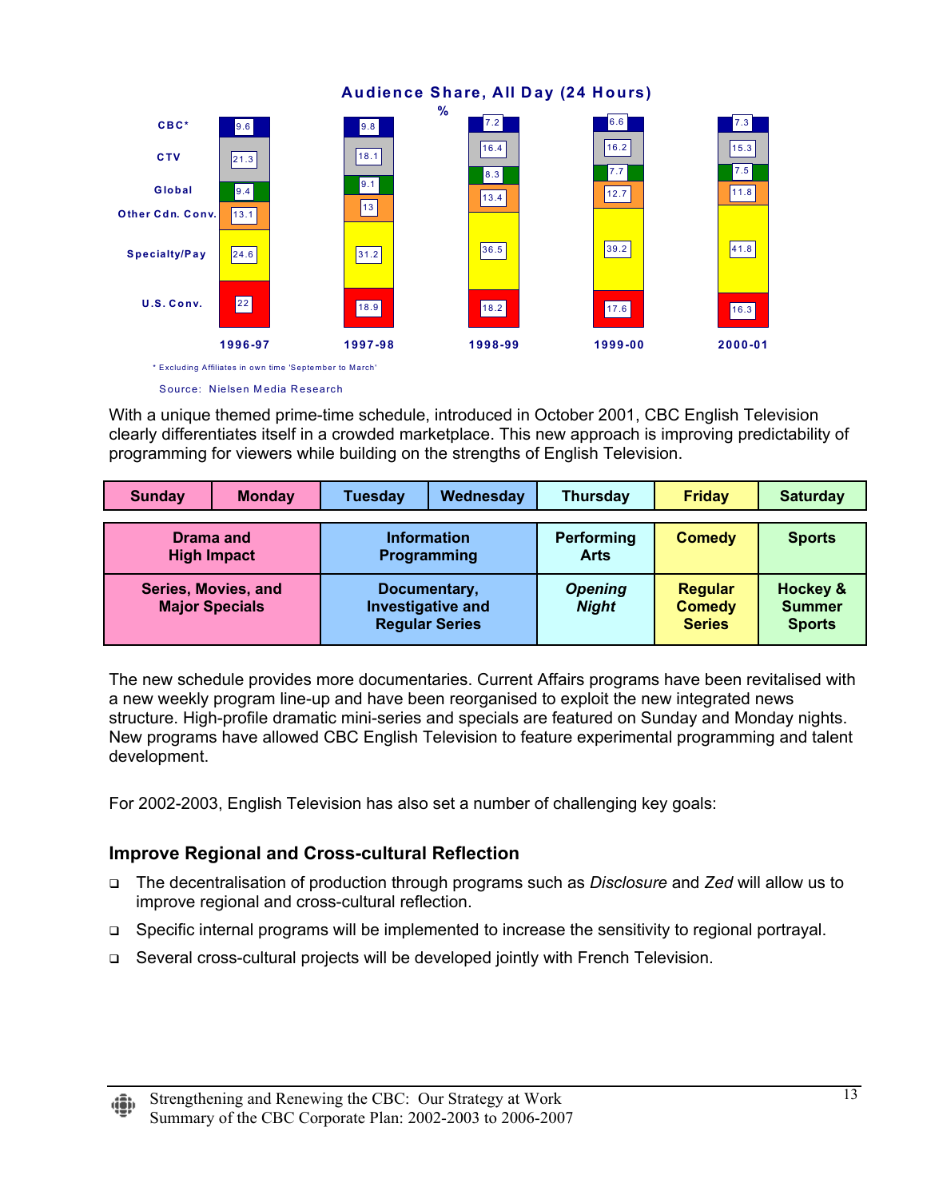**Audience Share, All Day (24 Hours)**

%

| | 1996-97 | 1997-98 | 1998-99 | 1999-00 | 2000-01 |
|---|---|---|---|---|---|
| CBC* | 9.6 | 9.8 | 7.2 | 6.6 | 7.3 |
| CTV | 21.3 | 18.1 | 16.4 | 16.2 | 15.3 |
| Global | 9.4 | 9.1 | 8.3 | 7.7 | 7.5 |
| Other Cdn. Conv. | 13.1 | 13 | 13.4 | 12.7 | 11.8 |
| Specialty/Pay | 24.6 | 31.2 | 36.5 | 39.2 | 41.8 |
| U.S. Conv. | 22 | 18.9 | 18.2 | 17.6 | 16.3 |

\* Excluding Affiliates in own time 'September to March'

Source: Nielsen Media Research

With a unique themed prime-time schedule, introduced in October 2001, CBC English Television clearly differentiates itself in a crowded marketplace. This new approach is improving predictability of programming for viewers while building on the strengths of English Television.

| Sunday | Monday | Tuesday | Wednesday | Thursday | Friday | Saturday |
|---|---|---|---|---|---|---|
| **Drama and High Impact** | | **Information Programming** | | **Performing Arts** | **Comedy** | **Sports** |
| **Series, Movies, and Major Specials** | | **Documentary, Investigative and Regular Series** | | ***Opening Night*** | **Regular Comedy Series** | **Hockey & Summer Sports** |

The new schedule provides more documentaries. Current Affairs programs have been revitalised with a new weekly program line-up and have been reorganised to exploit the new integrated news structure. High-profile dramatic mini-series and specials are featured on Sunday and Monday nights. New programs have allowed CBC English Television to feature experimental programming and talent development.

For 2002-2003, English Television has also set a number of challenging key goals:

### Improve Regional and Cross-cultural Reflection

- The decentralisation of production through programs such as *Disclosure* and *Zed* will allow us to improve regional and cross-cultural reflection.
- Specific internal programs will be implemented to increase the sensitivity to regional portrayal.
- Several cross-cultural projects will be developed jointly with French Television.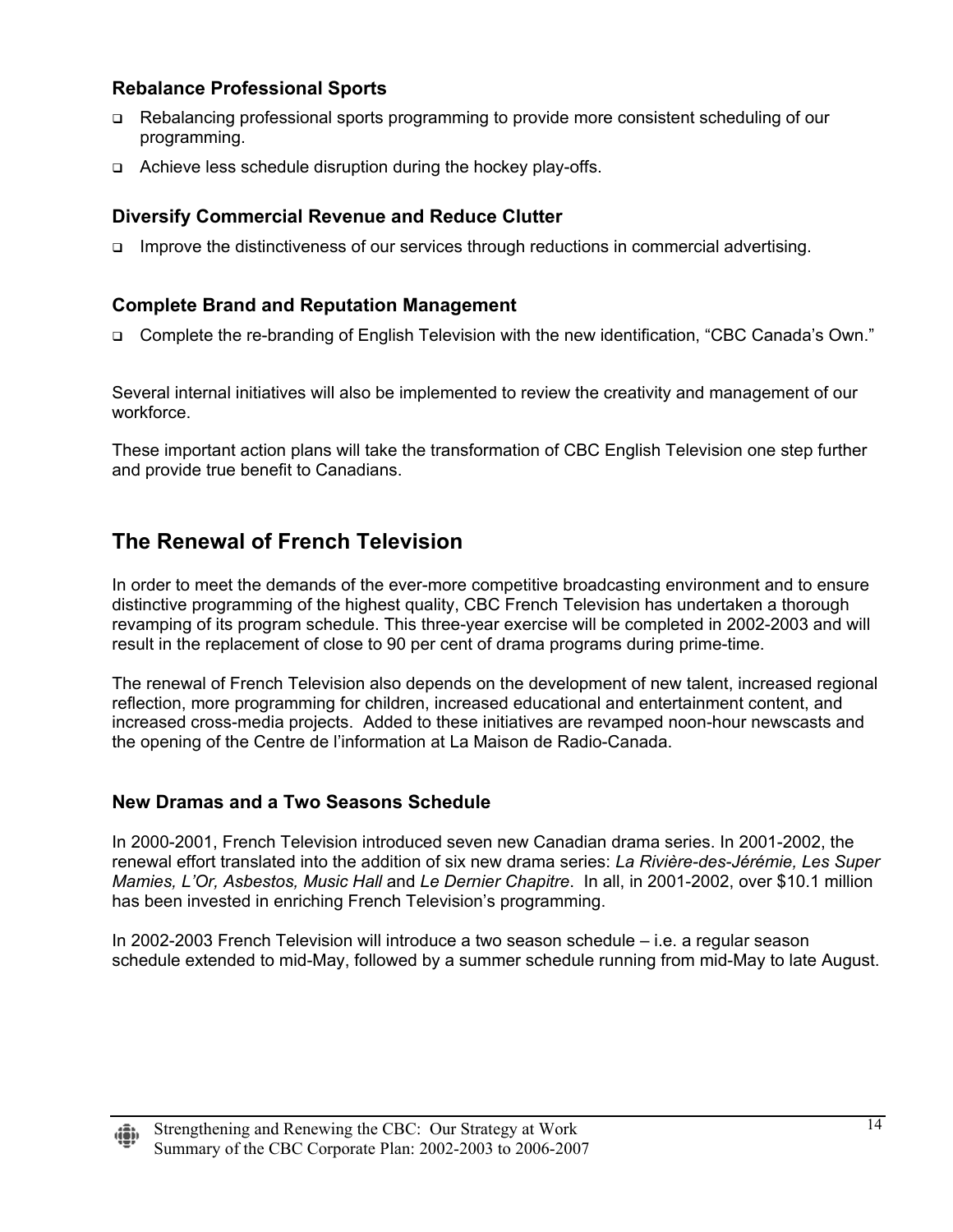### Rebalance Professional Sports

- Rebalancing professional sports programming to provide more consistent scheduling of our programming.
- Achieve less schedule disruption during the hockey play-offs.

### Diversify Commercial Revenue and Reduce Clutter

- Improve the distinctiveness of our services through reductions in commercial advertising.

### Complete Brand and Reputation Management

- Complete the re-branding of English Television with the new identification, "CBC Canada's Own."

Several internal initiatives will also be implemented to review the creativity and management of our workforce.

These important action plans will take the transformation of CBC English Television one step further and provide true benefit to Canadians.

## The Renewal of French Television

In order to meet the demands of the ever-more competitive broadcasting environment and to ensure distinctive programming of the highest quality, CBC French Television has undertaken a thorough revamping of its program schedule. This three-year exercise will be completed in 2002-2003 and will result in the replacement of close to 90 per cent of drama programs during prime-time.

The renewal of French Television also depends on the development of new talent, increased regional reflection, more programming for children, increased educational and entertainment content, and increased cross-media projects. Added to these initiatives are revamped noon-hour newscasts and the opening of the Centre de l'information at La Maison de Radio-Canada.

### New Dramas and a Two Seasons Schedule

In 2000-2001, French Television introduced seven new Canadian drama series. In 2001-2002, the renewal effort translated into the addition of six new drama series: *La Rivière-des-Jérémie, Les Super Mamies, L'Or, Asbestos, Music Hall* and *Le Dernier Chapitre*. In all, in 2001-2002, over $10.1 million has been invested in enriching French Television's programming.

In 2002-2003 French Television will introduce a two season schedule – i.e. a regular season schedule extended to mid-May, followed by a summer schedule running from mid-May to late August.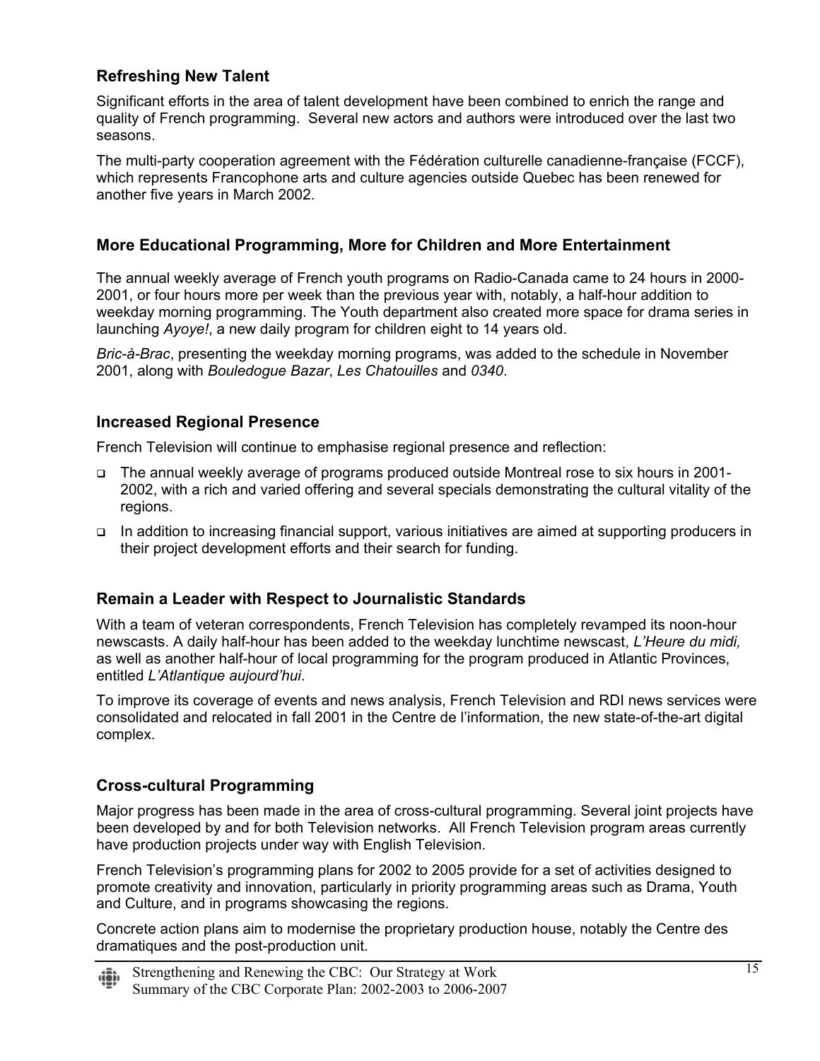### Refreshing New Talent

Significant efforts in the area of talent development have been combined to enrich the range and quality of French programming. Several new actors and authors were introduced over the last two seasons.

The multi-party cooperation agreement with the Fédération culturelle canadienne-française (FCCF), which represents Francophone arts and culture agencies outside Quebec has been renewed for another five years in March 2002.

### More Educational Programming, More for Children and More Entertainment

The annual weekly average of French youth programs on Radio-Canada came to 24 hours in 2000-2001, or four hours more per week than the previous year with, notably, a half-hour addition to weekday morning programming. The Youth department also created more space for drama series in launching *Ayoye!*, a new daily program for children eight to 14 years old.

*Bric-à-Brac*, presenting the weekday morning programs, was added to the schedule in November 2001, along with *Bouledogue Bazar*, *Les Chatouilles* and *0340*.

### Increased Regional Presence

French Television will continue to emphasise regional presence and reflection:

- The annual weekly average of programs produced outside Montreal rose to six hours in 2001-2002, with a rich and varied offering and several specials demonstrating the cultural vitality of the regions.
- In addition to increasing financial support, various initiatives are aimed at supporting producers in their project development efforts and their search for funding.

### Remain a Leader with Respect to Journalistic Standards

With a team of veteran correspondents, French Television has completely revamped its noon-hour newscasts. A daily half-hour has been added to the weekday lunchtime newscast, *L'Heure du midi,* as well as another half-hour of local programming for the program produced in Atlantic Provinces, entitled *L'Atlantique aujourd'hui*.

To improve its coverage of events and news analysis, French Television and RDI news services were consolidated and relocated in fall 2001 in the Centre de l'information, the new state-of-the-art digital complex.

### Cross-cultural Programming

Major progress has been made in the area of cross-cultural programming. Several joint projects have been developed by and for both Television networks. All French Television program areas currently have production projects under way with English Television.

French Television's programming plans for 2002 to 2005 provide for a set of activities designed to promote creativity and innovation, particularly in priority programming areas such as Drama, Youth and Culture, and in programs showcasing the regions.

Concrete action plans aim to modernise the proprietary production house, notably the Centre des dramatiques and the post-production unit.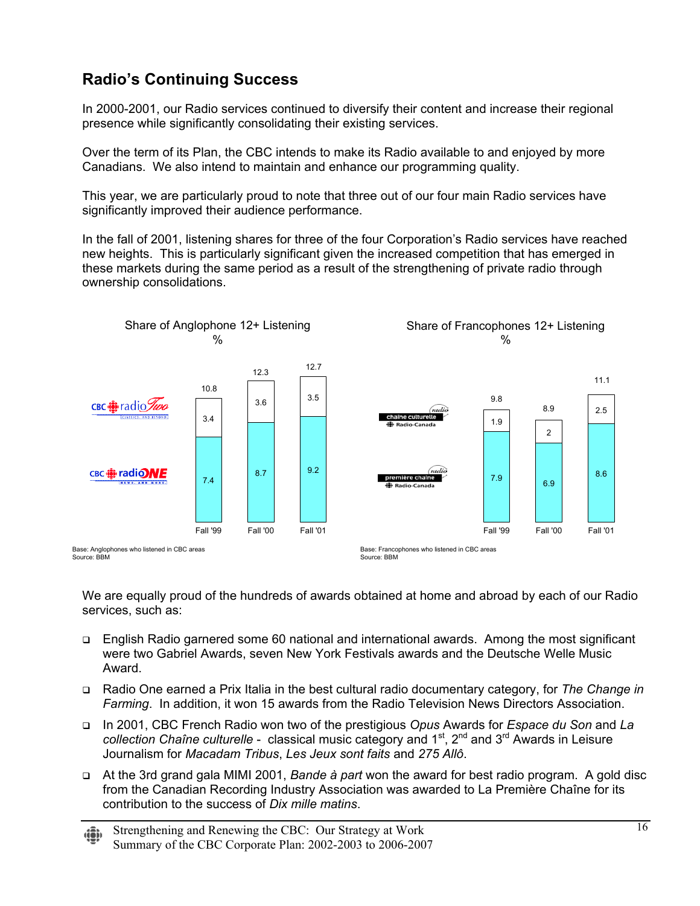## Radio's Continuing Success

In 2000-2001, our Radio services continued to diversify their content and increase their regional presence while significantly consolidating their existing services.

Over the term of its Plan, the CBC intends to make its Radio available to and enjoyed by more Canadians. We also intend to maintain and enhance our programming quality.

This year, we are particularly proud to note that three out of our four main Radio services have significantly improved their audience performance.

In the fall of 2001, listening shares for three of the four Corporation's Radio services have reached new heights. This is particularly significant given the increased competition that has emerged in these markets during the same period as a result of the strengthening of private radio through ownership consolidations.

**Share of Anglophone 12+ Listening**
%

| | Fall '99 | Fall '00 | Fall '01 |
|---|---|---|---|
| CBC radio Two | 3.4 | 3.6 | 3.5 |
| CBC radio ONE | 7.4 | 8.7 | 9.2 |
| Total | 10.8 | 12.3 | 12.7 |

Base: Anglophones who listened in CBC areas
Source: BBM

**Share of Francophone 12+ Listening**
%

| | Fall '99 | Fall '00 | Fall '01 |
|---|---|---|---|
| chaîne culturelle Radio-Canada | 1.9 | 2 | 2.5 |
| première chaîne Radio-Canada | 7.9 | 6.9 | 8.6 |
| Total | 9.8 | 8.9 | 11.1 |

Base: Francophones who listened in CBC areas
Source: BBM

We are equally proud of the hundreds of awards obtained at home and abroad by each of our Radio services, such as:

- English Radio garnered some 60 national and international awards. Among the most significant were two Gabriel Awards, seven New York Festivals awards and the Deutsche Welle Music Award.
- Radio One earned a Prix Italia in the best cultural radio documentary category, for *The Change in Farming*. In addition, it won 15 awards from the Radio Television News Directors Association.
- In 2001, CBC French Radio won two of the prestigious *Opus* Awards for *Espace du Son* and *La collection Chaîne culturelle* - classical music category and 1st, 2nd and 3rd Awards in Leisure Journalism for *Macadam Tribus*, *Les Jeux sont faits* and *275 Allô*.
- At the 3rd grand gala MIMI 2001, *Bande à part* won the award for best radio program. A gold disc from the Canadian Recording Industry Association was awarded to La Première Chaîne for its contribution to the success of *Dix mille matins*.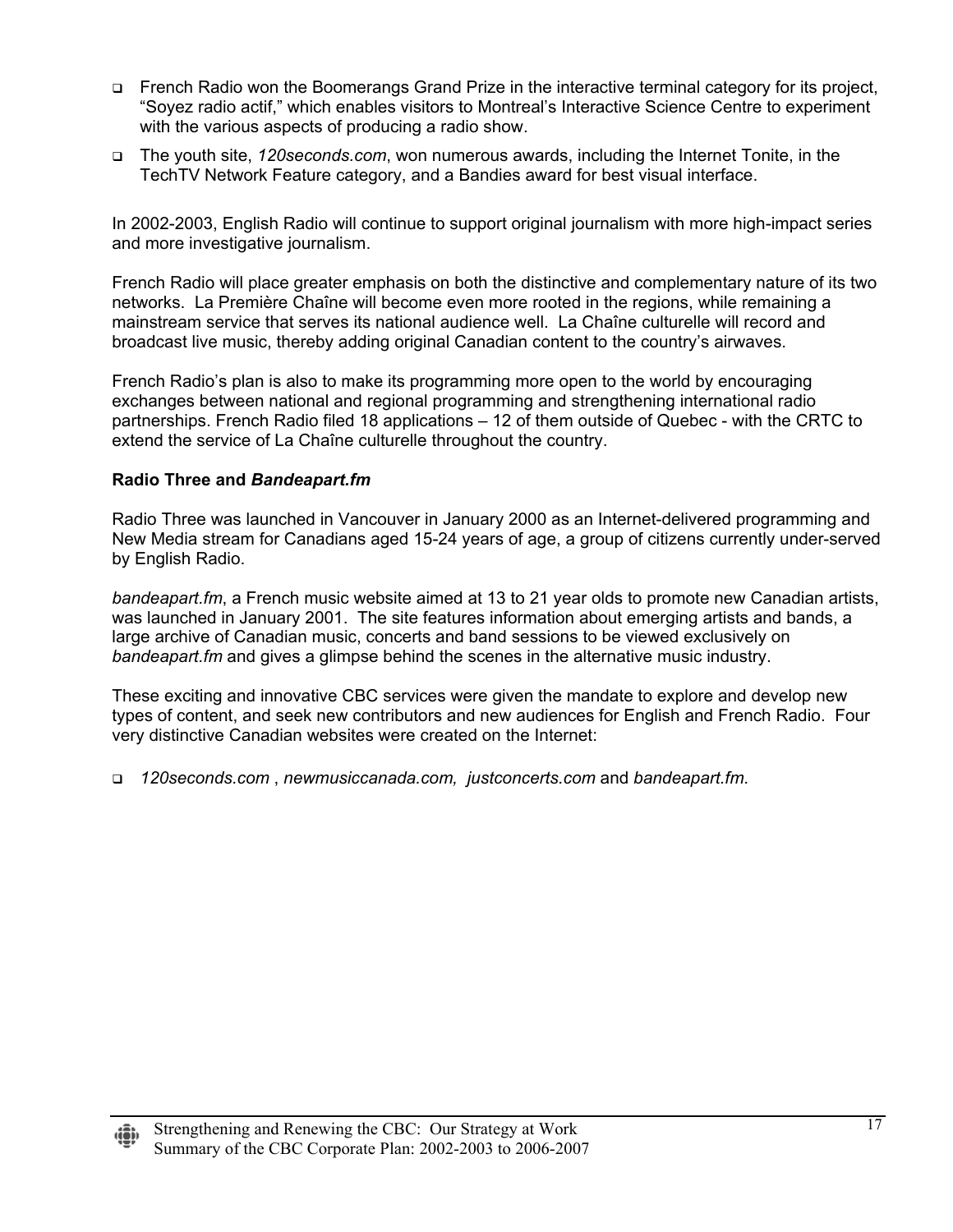- French Radio won the Boomerangs Grand Prize in the interactive terminal category for its project, "Soyez radio actif," which enables visitors to Montreal's Interactive Science Centre to experiment with the various aspects of producing a radio show.
- The youth site, *120seconds.com*, won numerous awards, including the Internet Tonite, in the TechTV Network Feature category, and a Bandies award for best visual interface.

In 2002-2003, English Radio will continue to support original journalism with more high-impact series and more investigative journalism.

French Radio will place greater emphasis on both the distinctive and complementary nature of its two networks. La Première Chaîne will become even more rooted in the regions, while remaining a mainstream service that serves its national audience well. La Chaîne culturelle will record and broadcast live music, thereby adding original Canadian content to the country's airwaves.

French Radio's plan is also to make its programming more open to the world by encouraging exchanges between national and regional programming and strengthening international radio partnerships. French Radio filed 18 applications – 12 of them outside of Quebec - with the CRTC to extend the service of La Chaîne culturelle throughout the country.

**Radio Three and *Bandeapart.fm***

Radio Three was launched in Vancouver in January 2000 as an Internet-delivered programming and New Media stream for Canadians aged 15-24 years of age, a group of citizens currently under-served by English Radio.

*bandeapart.fm*, a French music website aimed at 13 to 21 year olds to promote new Canadian artists, was launched in January 2001. The site features information about emerging artists and bands, a large archive of Canadian music, concerts and band sessions to be viewed exclusively on *bandeapart.fm* and gives a glimpse behind the scenes in the alternative music industry.

These exciting and innovative CBC services were given the mandate to explore and develop new types of content, and seek new contributors and new audiences for English and French Radio. Four very distinctive Canadian websites were created on the Internet:

- *120seconds.com* , *newmusiccanada.com, justconcerts.com* and *bandeapart.fm*.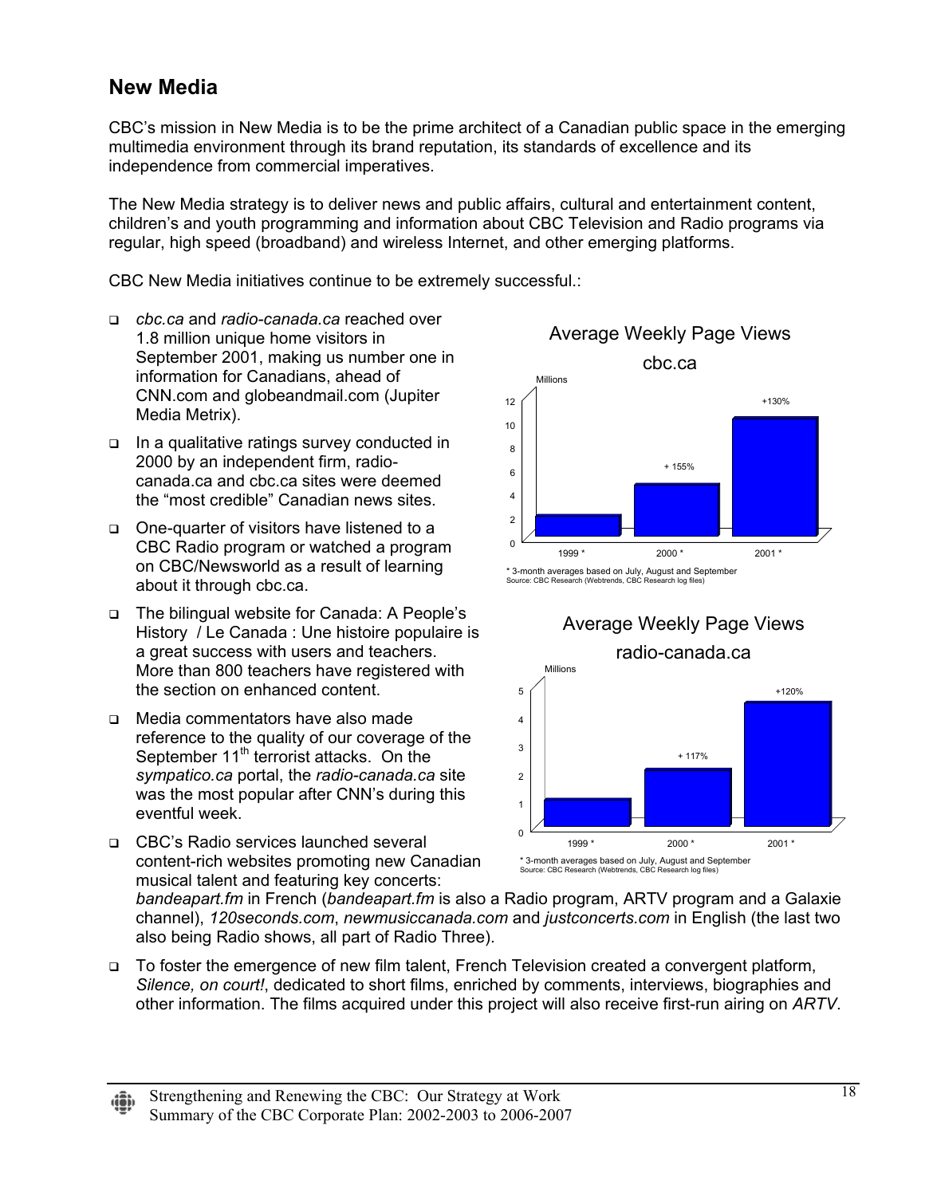## New Media

CBC's mission in New Media is to be the prime architect of a Canadian public space in the emerging multimedia environment through its brand reputation, its standards of excellence and its independence from commercial imperatives.

The New Media strategy is to deliver news and public affairs, cultural and entertainment content, children's and youth programming and information about CBC Television and Radio programs via regular, high speed (broadband) and wireless Internet, and other emerging platforms.

CBC New Media initiatives continue to be extremely successful.:

- *cbc.ca* and *radio-canada.ca* reached over 1.8 million unique home visitors in September 2001, making us number one in information for Canadians, ahead of CNN.com and globeandmail.com (Jupiter Media Metrix).
- In a qualitative ratings survey conducted in 2000 by an independent firm, radio-canada.ca and cbc.ca sites were deemed the "most credible" Canadian news sites.
- One-quarter of visitors have listened to a CBC Radio program or watched a program on CBC/Newsworld as a result of learning about it through cbc.ca.
- The bilingual website for Canada: A People's History / Le Canada : Une histoire populaire is a great success with users and teachers. More than 800 teachers have registered with the section on enhanced content.
- Media commentators have also made reference to the quality of our coverage of the September 11th terrorist attacks. On the *sympatico.ca* portal, the *radio-canada.ca* site was the most popular after CNN's during this eventful week.
- CBC's Radio services launched several content-rich websites promoting new Canadian musical talent and featuring key concerts: *bandeapart.fm* in French (*bandeapart.fm* is also a Radio program, ARTV program and a Galaxie channel), *120seconds.com*, *newmusiccanada.com* and *justconcerts.com* in English (the last two also being Radio shows, all part of Radio Three).
- To foster the emergence of new film talent, French Television created a convergent platform, *Silence, on court!*, dedicated to short films, enriched by comments, interviews, biographies and other information. The films acquired under this project will also receive first-run airing on *ARTV*.

**Average Weekly Page Views cbc.ca**

Millions

| Year | Change |
|---|---|
| 1999 * | |
| 2000 * | + 155% |
| 2001 * | +130% |

\* 3-month averages based on July, August and September
Source: CBC Research (Webtrends, CBC Research log files)

**Average Weekly Page Views radio-canada.ca**

Millions

| Year | Change |
|---|---|
| 1999 * | |
| 2000 * | + 117% |
| 2001 * | +120% |

\* 3-month averages based on July, August and September
Source: CBC Research (Webtrends, CBC Research log files)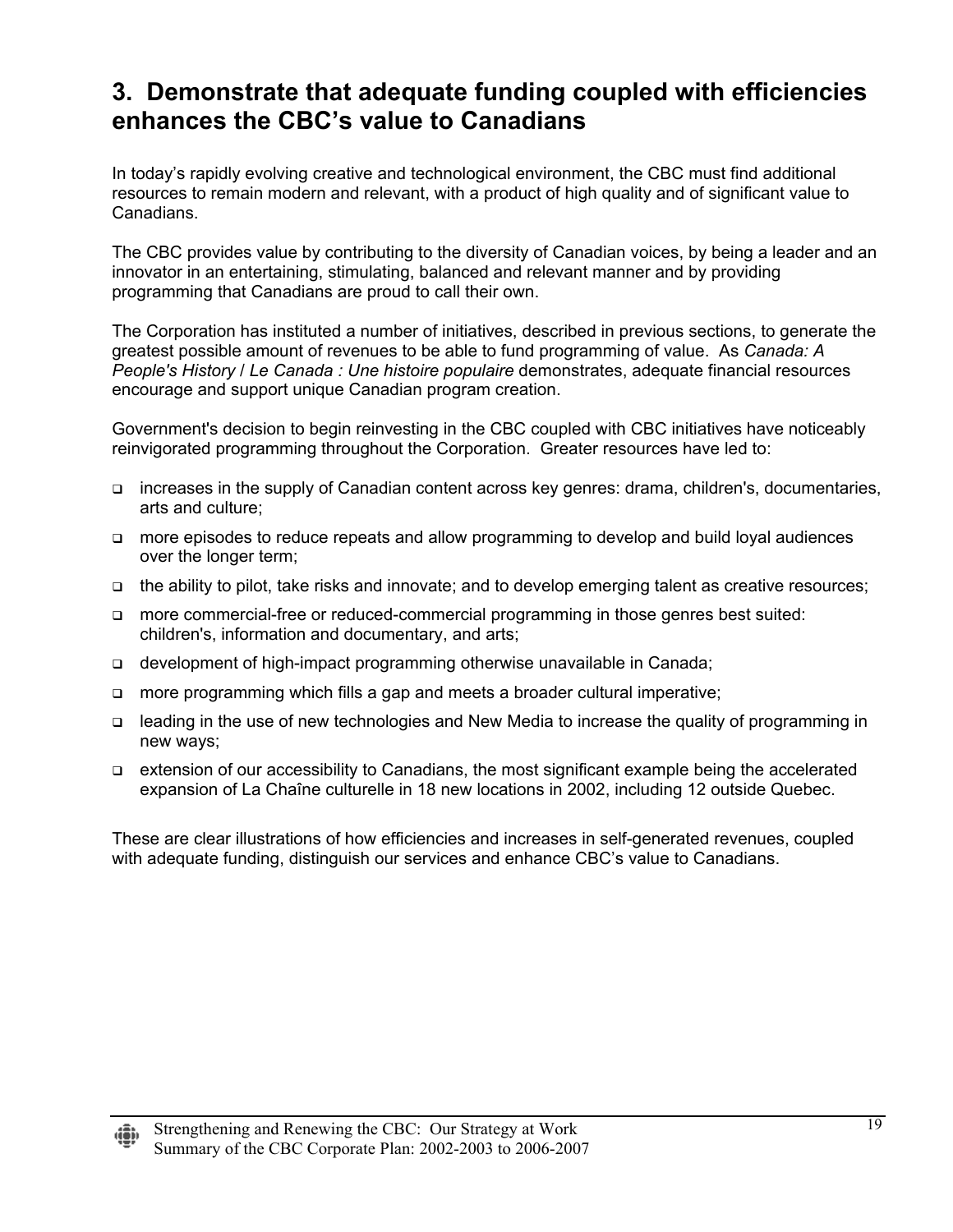## 3. Demonstrate that adequate funding coupled with efficiencies enhances the CBC's value to Canadians

In today's rapidly evolving creative and technological environment, the CBC must find additional resources to remain modern and relevant, with a product of high quality and of significant value to Canadians.

The CBC provides value by contributing to the diversity of Canadian voices, by being a leader and an innovator in an entertaining, stimulating, balanced and relevant manner and by providing programming that Canadians are proud to call their own.

The Corporation has instituted a number of initiatives, described in previous sections, to generate the greatest possible amount of revenues to be able to fund programming of value. As *Canada: A People's History* / *Le Canada : Une histoire populaire* demonstrates, adequate financial resources encourage and support unique Canadian program creation.

Government's decision to begin reinvesting in the CBC coupled with CBC initiatives have noticeably reinvigorated programming throughout the Corporation. Greater resources have led to:

- increases in the supply of Canadian content across key genres: drama, children's, documentaries, arts and culture;
- more episodes to reduce repeats and allow programming to develop and build loyal audiences over the longer term;
- the ability to pilot, take risks and innovate; and to develop emerging talent as creative resources;
- more commercial-free or reduced-commercial programming in those genres best suited: children's, information and documentary, and arts;
- development of high-impact programming otherwise unavailable in Canada;
- more programming which fills a gap and meets a broader cultural imperative;
- leading in the use of new technologies and New Media to increase the quality of programming in new ways;
- extension of our accessibility to Canadians, the most significant example being the accelerated expansion of La Chaîne culturelle in 18 new locations in 2002, including 12 outside Quebec.

These are clear illustrations of how efficiencies and increases in self-generated revenues, coupled with adequate funding, distinguish our services and enhance CBC's value to Canadians.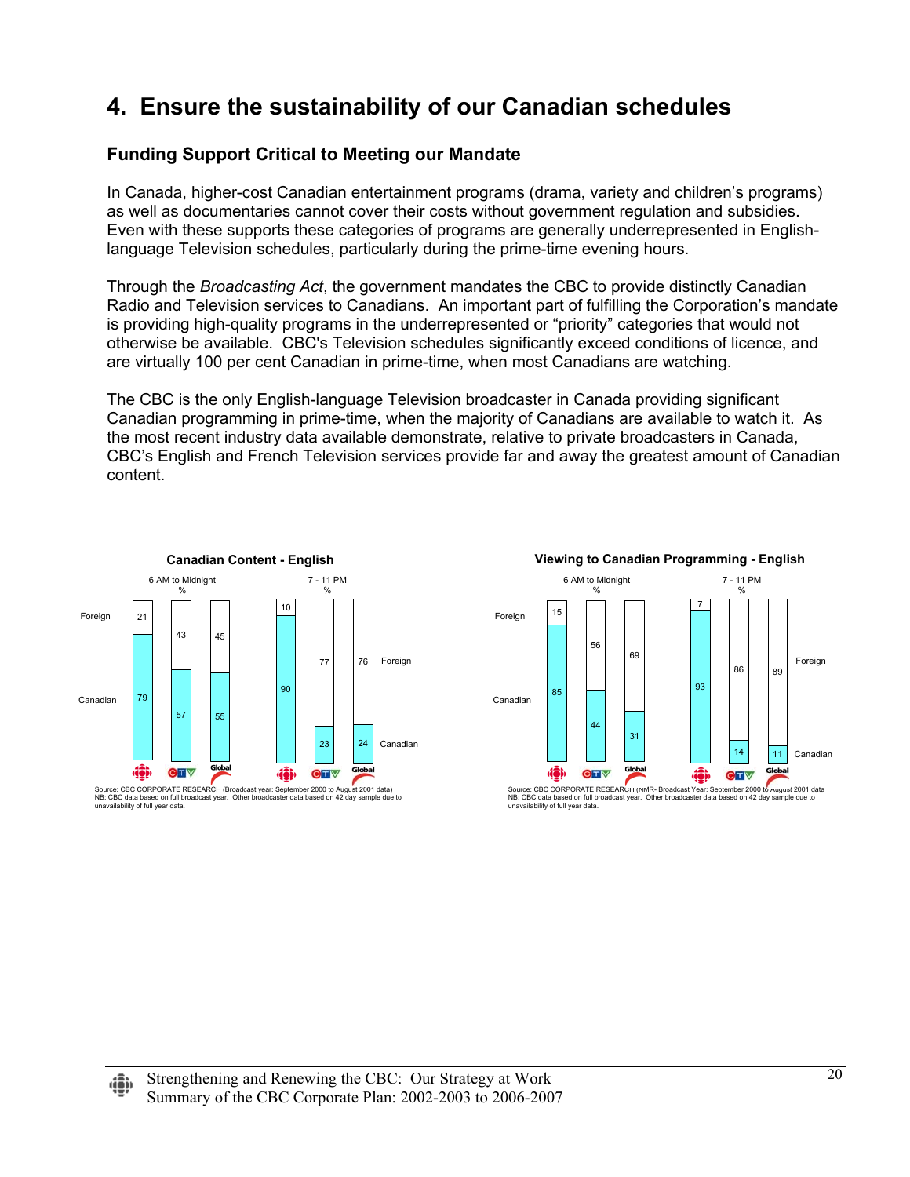# 4. Ensure the sustainability of our Canadian schedules

## Funding Support Critical to Meeting our Mandate

In Canada, higher-cost Canadian entertainment programs (drama, variety and children's programs) as well as documentaries cannot cover their costs without government regulation and subsidies. Even with these supports these categories of programs are generally underrepresented in English-language Television schedules, particularly during the prime-time evening hours.

Through the *Broadcasting Act*, the government mandates the CBC to provide distinctly Canadian Radio and Television services to Canadians. An important part of fulfilling the Corporation's mandate is providing high-quality programs in the underrepresented or "priority" categories that would not otherwise be available. CBC's Television schedules significantly exceed conditions of licence, and are virtually 100 per cent Canadian in prime-time, when most Canadians are watching.

The CBC is the only English-language Television broadcaster in Canada providing significant Canadian programming in prime-time, when the majority of Canadians are available to watch it. As the most recent industry data available demonstrate, relative to private broadcasters in Canada, CBC's English and French Television services provide far and away the greatest amount of Canadian content.

**Canadian Content - English**

| | 6 AM to Midnight (%) | | | 7 - 11 PM (%) | | |
|---|---|---|---|---|---|---|
| | CBC | CTV | Global | CBC | CTV | Global |
| Foreign | 21 | 43 | 45 | 10 | 77 | 76 |
| Canadian | 79 | 57 | 55 | 90 | 23 | 24 |

Source: CBC CORPORATE RESEARCH (Broadcast year: September 2000 to August 2001 data)
NB: CBC data based on full broadcast year. Other broadcaster data based on 42 day sample due to unavailability of full year data.

**Viewing to Canadian Programming - English**

| | 6 AM to Midnight (%) | | | 7 - 11 PM (%) | | |
|---|---|---|---|---|---|---|
| | CBC | CTV | Global | CBC | CTV | Global |
| Foreign | 15 | 56 | 69 | 7 | 86 | 89 |
| Canadian | 85 | 44 | 31 | 93 | 14 | 11 |

Source: CBC CORPORATE RESEARCH (NMR- Broadcast Year: September 2000 to August 2001 data
NB: CBC data based on full broadcast year. Other broadcaster data based on 42 day sample due to unavailability of full year data.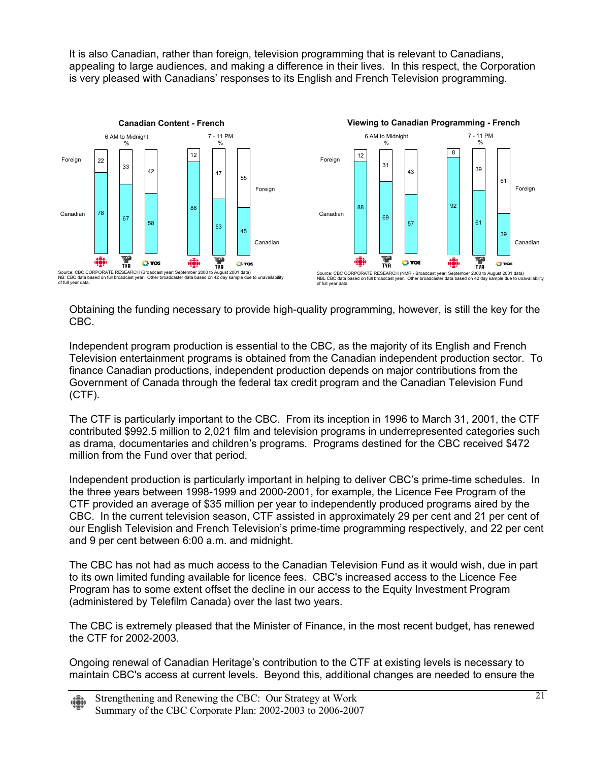It is also Canadian, rather than foreign, television programming that is relevant to Canadians, appealing to large audiences, and making a difference in their lives. In this respect, the Corporation is very pleased with Canadians' responses to its English and French Television programming.

**Canadian Content - French**

| | 6 AM to Midnight % | | | 7 - 11 PM % | | |
|---|---|---|---|---|---|---|
| | CBC | TVA | TQS | CBC | TVA | TQS |
| Foreign | 22 | 33 | 42 | 12 | 47 | 55 |
| Canadian | 78 | 67 | 58 | 88 | 53 | 45 |

Source: CBC CORPORATE RESEARCH (Broadcast year: September 2000 to August 2001 data)
NB: CBC data based on full broadcast year. Other broadcaster data based on 42 day sample due to unavailability of full year data.

**Viewing to Canadian Programming - French**

| | 6 AM to Midnight % | | | 7 - 11 PM % | | |
|---|---|---|---|---|---|---|
| | CBC | TVA | TQS | CBC | TVA | TQS |
| Foreign | 12 | 31 | 43 | 8 | 39 | 61 |
| Canadian | 88 | 69 | 57 | 92 | 61 | 39 |

Source: CBC CORPORATE RESEARCH (NMR - Broadcast year: September 2000 to August 2001 data)
NBL CBC data based on full broadcast year. Other broadcaster data based on 42 day sample due to unavailability of full year data.

Obtaining the funding necessary to provide high-quality programming, however, is still the key for the CBC.

Independent program production is essential to the CBC, as the majority of its English and French Television entertainment programs is obtained from the Canadian independent production sector. To finance Canadian productions, independent production depends on major contributions from the Government of Canada through the federal tax credit program and the Canadian Television Fund (CTF).

The CTF is particularly important to the CBC. From its inception in 1996 to March 31, 2001, the CTF contributed $992.5 million to 2,021 film and television programs in underrepresented categories such as drama, documentaries and children's programs. Programs destined for the CBC received $472 million from the Fund over that period.

Independent production is particularly important in helping to deliver CBC's prime-time schedules. In the three years between 1998-1999 and 2000-2001, for example, the Licence Fee Program of the CTF provided an average of $35 million per year to independently produced programs aired by the CBC. In the current television season, CTF assisted in approximately 29 per cent and 21 per cent of our English Television and French Television's prime-time programming respectively, and 22 per cent and 9 per cent between 6:00 a.m. and midnight.

The CBC has not had as much access to the Canadian Television Fund as it would wish, due in part to its own limited funding available for licence fees. CBC's increased access to the Licence Fee Program has to some extent offset the decline in our access to the Equity Investment Program (administered by Telefilm Canada) over the last two years.

The CBC is extremely pleased that the Minister of Finance, in the most recent budget, has renewed the CTF for 2002-2003.

Ongoing renewal of Canadian Heritage's contribution to the CTF at existing levels is necessary to maintain CBC's access at current levels. Beyond this, additional changes are needed to ensure the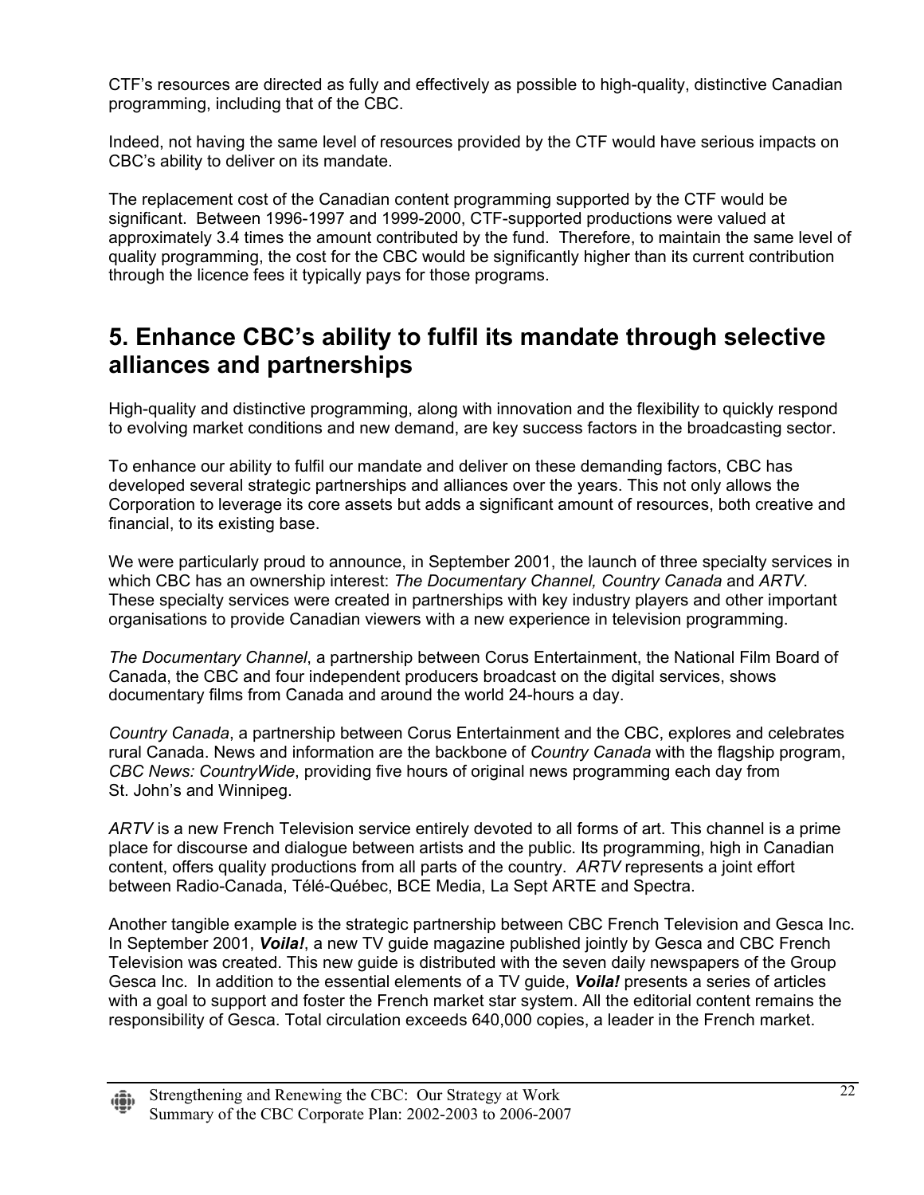CTF's resources are directed as fully and effectively as possible to high-quality, distinctive Canadian programming, including that of the CBC.

Indeed, not having the same level of resources provided by the CTF would have serious impacts on CBC's ability to deliver on its mandate.

The replacement cost of the Canadian content programming supported by the CTF would be significant. Between 1996-1997 and 1999-2000, CTF-supported productions were valued at approximately 3.4 times the amount contributed by the fund. Therefore, to maintain the same level of quality programming, the cost for the CBC would be significantly higher than its current contribution through the licence fees it typically pays for those programs.

## 5. Enhance CBC's ability to fulfil its mandate through selective alliances and partnerships

High-quality and distinctive programming, along with innovation and the flexibility to quickly respond to evolving market conditions and new demand, are key success factors in the broadcasting sector.

To enhance our ability to fulfil our mandate and deliver on these demanding factors, CBC has developed several strategic partnerships and alliances over the years. This not only allows the Corporation to leverage its core assets but adds a significant amount of resources, both creative and financial, to its existing base.

We were particularly proud to announce, in September 2001, the launch of three specialty services in which CBC has an ownership interest: *The Documentary Channel, Country Canada* and *ARTV*. These specialty services were created in partnerships with key industry players and other important organisations to provide Canadian viewers with a new experience in television programming.

*The Documentary Channel*, a partnership between Corus Entertainment, the National Film Board of Canada, the CBC and four independent producers broadcast on the digital services, shows documentary films from Canada and around the world 24-hours a day.

*Country Canada*, a partnership between Corus Entertainment and the CBC, explores and celebrates rural Canada. News and information are the backbone of *Country Canada* with the flagship program, *CBC News: CountryWide*, providing five hours of original news programming each day from St. John's and Winnipeg.

*ARTV* is a new French Television service entirely devoted to all forms of art. This channel is a prime place for discourse and dialogue between artists and the public. Its programming, high in Canadian content, offers quality productions from all parts of the country. *ARTV* represents a joint effort between Radio-Canada, Télé-Québec, BCE Media, La Sept ARTE and Spectra.

Another tangible example is the strategic partnership between CBC French Television and Gesca Inc. In September 2001, ***Voila!***, a new TV guide magazine published jointly by Gesca and CBC French Television was created. This new guide is distributed with the seven daily newspapers of the Group Gesca Inc. In addition to the essential elements of a TV guide, ***Voila!*** presents a series of articles with a goal to support and foster the French market star system. All the editorial content remains the responsibility of Gesca. Total circulation exceeds 640,000 copies, a leader in the French market.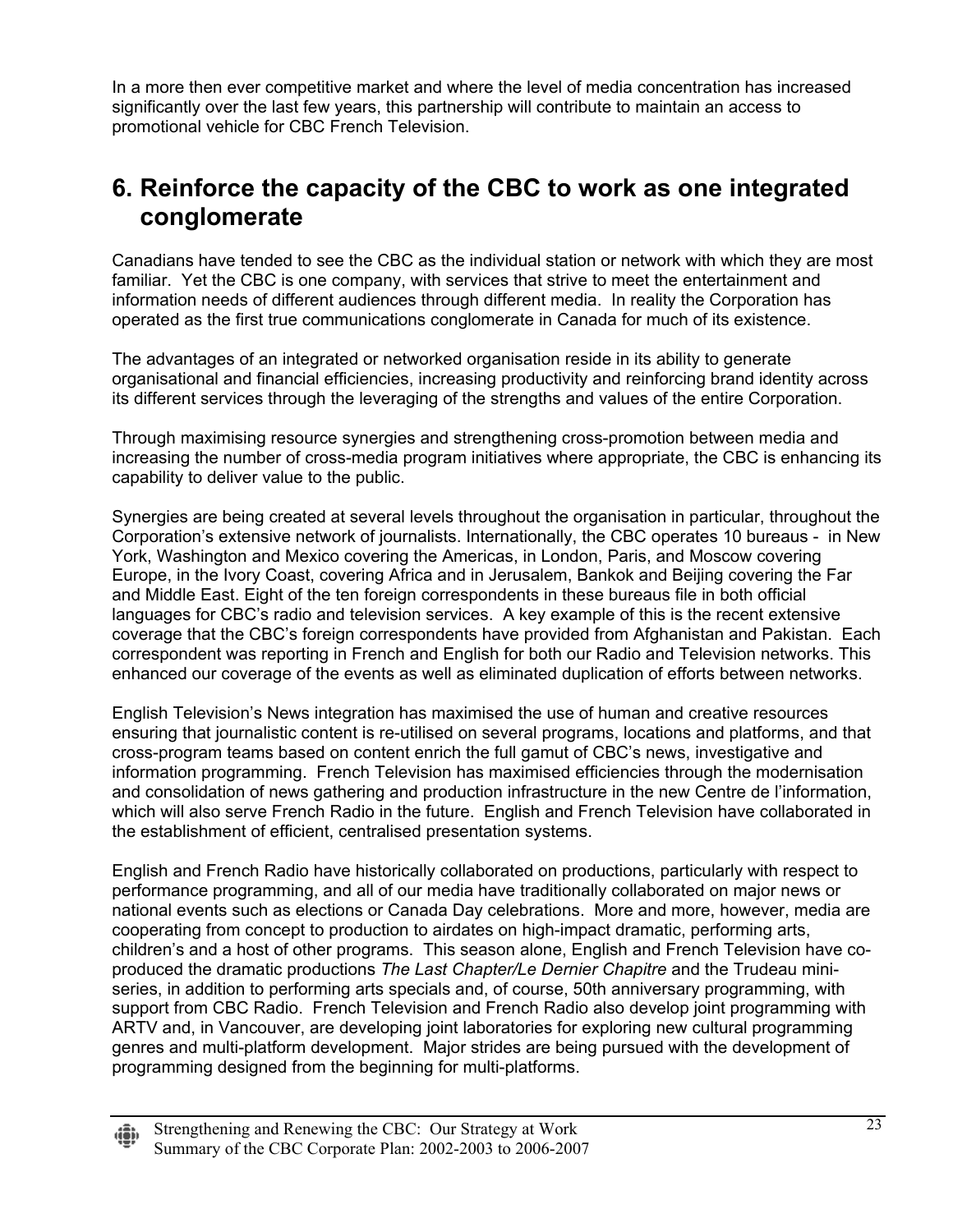In a more then ever competitive market and where the level of media concentration has increased significantly over the last few years, this partnership will contribute to maintain an access to promotional vehicle for CBC French Television.

## 6. Reinforce the capacity of the CBC to work as one integrated conglomerate

Canadians have tended to see the CBC as the individual station or network with which they are most familiar. Yet the CBC is one company, with services that strive to meet the entertainment and information needs of different audiences through different media. In reality the Corporation has operated as the first true communications conglomerate in Canada for much of its existence.

The advantages of an integrated or networked organisation reside in its ability to generate organisational and financial efficiencies, increasing productivity and reinforcing brand identity across its different services through the leveraging of the strengths and values of the entire Corporation.

Through maximising resource synergies and strengthening cross-promotion between media and increasing the number of cross-media program initiatives where appropriate, the CBC is enhancing its capability to deliver value to the public.

Synergies are being created at several levels throughout the organisation in particular, throughout the Corporation's extensive network of journalists. Internationally, the CBC operates 10 bureaus - in New York, Washington and Mexico covering the Americas, in London, Paris, and Moscow covering Europe, in the Ivory Coast, covering Africa and in Jerusalem, Bankok and Beijing covering the Far and Middle East. Eight of the ten foreign correspondents in these bureaus file in both official languages for CBC's radio and television services. A key example of this is the recent extensive coverage that the CBC's foreign correspondents have provided from Afghanistan and Pakistan. Each correspondent was reporting in French and English for both our Radio and Television networks. This enhanced our coverage of the events as well as eliminated duplication of efforts between networks.

English Television's News integration has maximised the use of human and creative resources ensuring that journalistic content is re-utilised on several programs, locations and platforms, and that cross-program teams based on content enrich the full gamut of CBC's news, investigative and information programming. French Television has maximised efficiencies through the modernisation and consolidation of news gathering and production infrastructure in the new Centre de l'information, which will also serve French Radio in the future. English and French Television have collaborated in the establishment of efficient, centralised presentation systems.

English and French Radio have historically collaborated on productions, particularly with respect to performance programming, and all of our media have traditionally collaborated on major news or national events such as elections or Canada Day celebrations. More and more, however, media are cooperating from concept to production to airdates on high-impact dramatic, performing arts, children's and a host of other programs. This season alone, English and French Television have co-produced the dramatic productions *The Last Chapter/Le Dernier Chapitre* and the Trudeau mini-series, in addition to performing arts specials and, of course, 50th anniversary programming, with support from CBC Radio. French Television and French Radio also develop joint programming with ARTV and, in Vancouver, are developing joint laboratories for exploring new cultural programming genres and multi-platform development. Major strides are being pursued with the development of programming designed from the beginning for multi-platforms.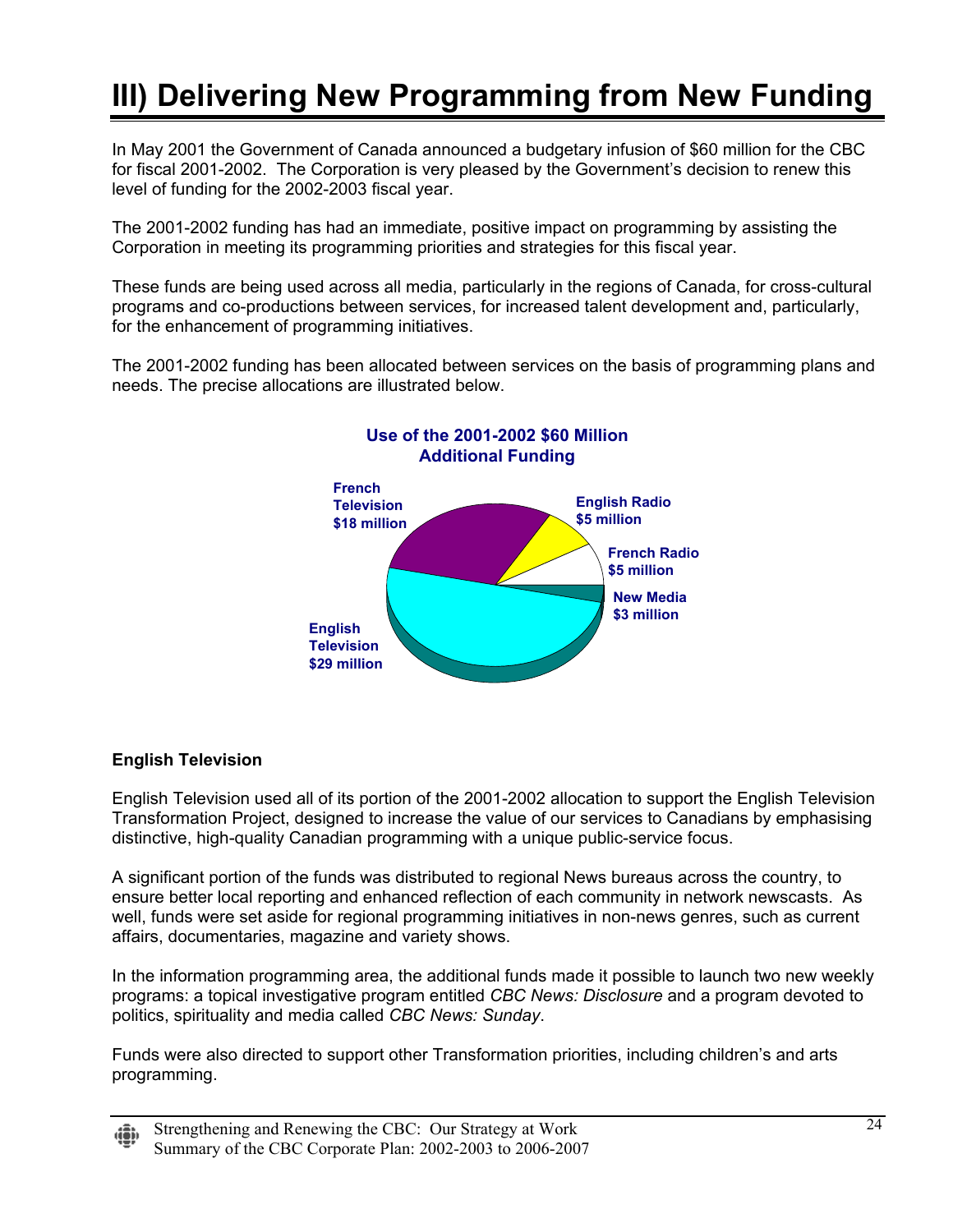# III) Delivering New Programming from New Funding

In May 2001 the Government of Canada announced a budgetary infusion of $60 million for the CBC for fiscal 2001-2002. The Corporation is very pleased by the Government's decision to renew this level of funding for the 2002-2003 fiscal year.

The 2001-2002 funding has had an immediate, positive impact on programming by assisting the Corporation in meeting its programming priorities and strategies for this fiscal year.

These funds are being used across all media, particularly in the regions of Canada, for cross-cultural programs and co-productions between services, for increased talent development and, particularly, for the enhancement of programming initiatives.

The 2001-2002 funding has been allocated between services on the basis of programming plans and needs. The precise allocations are illustrated below.

**Use of the 2001-2002 $60 Million Additional Funding**

| Service | Allocation |
|---|---|
| English Television | $29 million |
| French Television | $18 million |
| English Radio | $5 million |
| French Radio | $5 million |
| New Media | $3 million |

**English Television**

English Television used all of its portion of the 2001-2002 allocation to support the English Television Transformation Project, designed to increase the value of our services to Canadians by emphasising distinctive, high-quality Canadian programming with a unique public-service focus.

A significant portion of the funds was distributed to regional News bureaus across the country, to ensure better local reporting and enhanced reflection of each community in network newscasts. As well, funds were set aside for regional programming initiatives in non-news genres, such as current affairs, documentaries, magazine and variety shows.

In the information programming area, the additional funds made it possible to launch two new weekly programs: a topical investigative program entitled *CBC News: Disclosure* and a program devoted to politics, spirituality and media called *CBC News: Sunday*.

Funds were also directed to support other Transformation priorities, including children's and arts programming.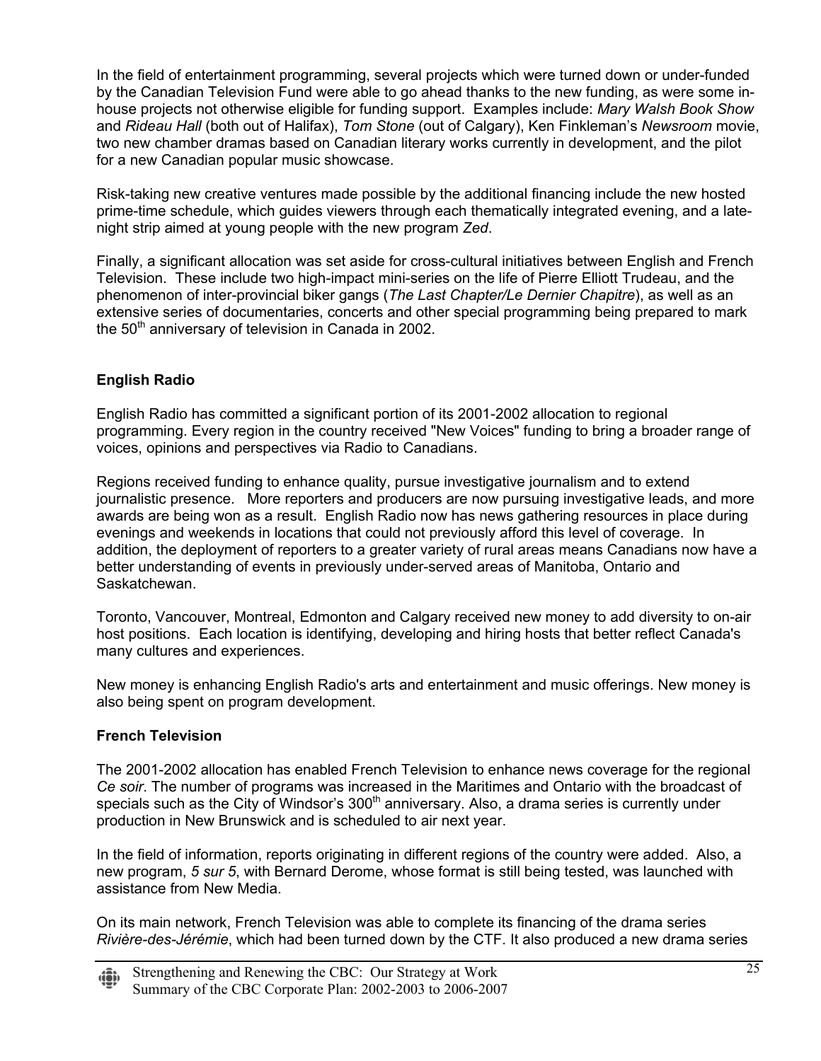In the field of entertainment programming, several projects which were turned down or under-funded by the Canadian Television Fund were able to go ahead thanks to the new funding, as were some in-house projects not otherwise eligible for funding support. Examples include: *Mary Walsh Book Show* and *Rideau Hall* (both out of Halifax), *Tom Stone* (out of Calgary), Ken Finkleman's *Newsroom* movie, two new chamber dramas based on Canadian literary works currently in development, and the pilot for a new Canadian popular music showcase.

Risk-taking new creative ventures made possible by the additional financing include the new hosted prime-time schedule, which guides viewers through each thematically integrated evening, and a late-night strip aimed at young people with the new program *Zed*.

Finally, a significant allocation was set aside for cross-cultural initiatives between English and French Television. These include two high-impact mini-series on the life of Pierre Elliott Trudeau, and the phenomenon of inter-provincial biker gangs (*The Last Chapter/Le Dernier Chapitre*), as well as an extensive series of documentaries, concerts and other special programming being prepared to mark the 50th anniversary of television in Canada in 2002.

**English Radio**

English Radio has committed a significant portion of its 2001-2002 allocation to regional programming. Every region in the country received "New Voices" funding to bring a broader range of voices, opinions and perspectives via Radio to Canadians.

Regions received funding to enhance quality, pursue investigative journalism and to extend journalistic presence. More reporters and producers are now pursuing investigative leads, and more awards are being won as a result. English Radio now has news gathering resources in place during evenings and weekends in locations that could not previously afford this level of coverage. In addition, the deployment of reporters to a greater variety of rural areas means Canadians now have a better understanding of events in previously under-served areas of Manitoba, Ontario and Saskatchewan.

Toronto, Vancouver, Montreal, Edmonton and Calgary received new money to add diversity to on-air host positions. Each location is identifying, developing and hiring hosts that better reflect Canada's many cultures and experiences.

New money is enhancing English Radio's arts and entertainment and music offerings. New money is also being spent on program development.

**French Television**

The 2001-2002 allocation has enabled French Television to enhance news coverage for the regional *Ce soir*. The number of programs was increased in the Maritimes and Ontario with the broadcast of specials such as the City of Windsor's 300th anniversary. Also, a drama series is currently under production in New Brunswick and is scheduled to air next year.

In the field of information, reports originating in different regions of the country were added. Also, a new program, *5 sur 5*, with Bernard Derome, whose format is still being tested, was launched with assistance from New Media.

On its main network, French Television was able to complete its financing of the drama series *Rivière-des-Jérémie*, which had been turned down by the CTF. It also produced a new drama series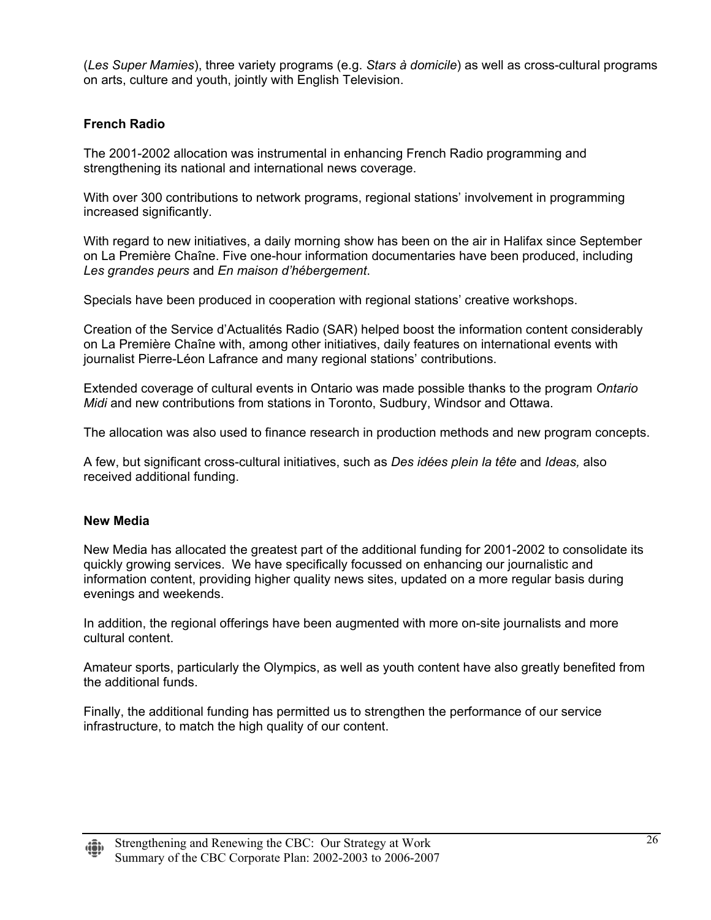(*Les Super Mamies*), three variety programs (e.g. *Stars à domicile*) as well as cross-cultural programs on arts, culture and youth, jointly with English Television.

**French Radio**

The 2001-2002 allocation was instrumental in enhancing French Radio programming and strengthening its national and international news coverage.

With over 300 contributions to network programs, regional stations' involvement in programming increased significantly.

With regard to new initiatives, a daily morning show has been on the air in Halifax since September on La Première Chaîne. Five one-hour information documentaries have been produced, including *Les grandes peurs* and *En maison d'hébergement*.

Specials have been produced in cooperation with regional stations' creative workshops.

Creation of the Service d'Actualités Radio (SAR) helped boost the information content considerably on La Première Chaîne with, among other initiatives, daily features on international events with journalist Pierre-Léon Lafrance and many regional stations' contributions.

Extended coverage of cultural events in Ontario was made possible thanks to the program *Ontario Midi* and new contributions from stations in Toronto, Sudbury, Windsor and Ottawa.

The allocation was also used to finance research in production methods and new program concepts.

A few, but significant cross-cultural initiatives, such as *Des idées plein la tête* and *Ideas,* also received additional funding.

**New Media**

New Media has allocated the greatest part of the additional funding for 2001-2002 to consolidate its quickly growing services. We have specifically focussed on enhancing our journalistic and information content, providing higher quality news sites, updated on a more regular basis during evenings and weekends.

In addition, the regional offerings have been augmented with more on-site journalists and more cultural content.

Amateur sports, particularly the Olympics, as well as youth content have also greatly benefited from the additional funds.

Finally, the additional funding has permitted us to strengthen the performance of our service infrastructure, to match the high quality of our content.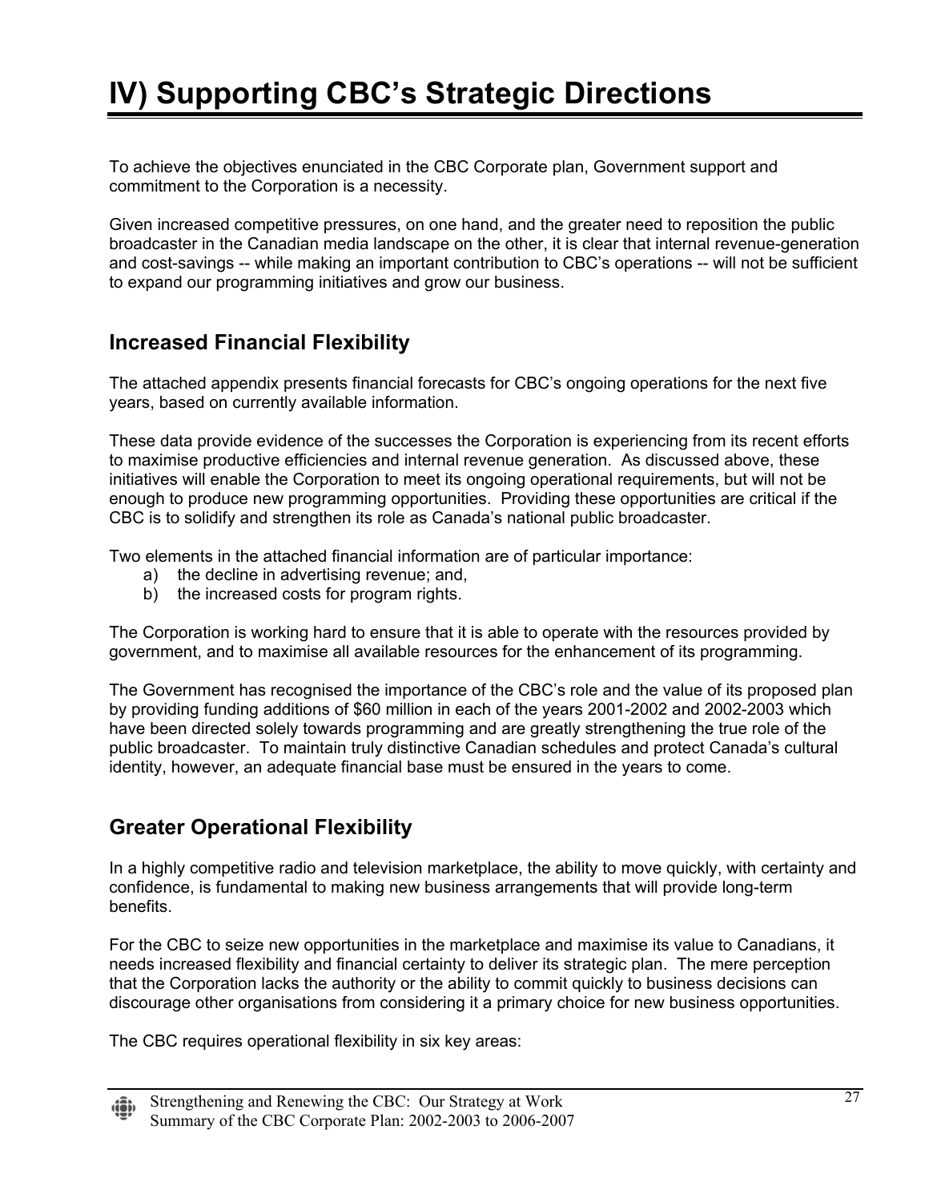# IV) Supporting CBC's Strategic Directions

To achieve the objectives enunciated in the CBC Corporate plan, Government support and commitment to the Corporation is a necessity.

Given increased competitive pressures, on one hand, and the greater need to reposition the public broadcaster in the Canadian media landscape on the other, it is clear that internal revenue-generation and cost-savings -- while making an important contribution to CBC's operations -- will not be sufficient to expand our programming initiatives and grow our business.

## Increased Financial Flexibility

The attached appendix presents financial forecasts for CBC's ongoing operations for the next five years, based on currently available information.

These data provide evidence of the successes the Corporation is experiencing from its recent efforts to maximise productive efficiencies and internal revenue generation. As discussed above, these initiatives will enable the Corporation to meet its ongoing operational requirements, but will not be enough to produce new programming opportunities. Providing these opportunities are critical if the CBC is to solidify and strengthen its role as Canada's national public broadcaster.

Two elements in the attached financial information are of particular importance:

a) the decline in advertising revenue; and,
b) the increased costs for program rights.

The Corporation is working hard to ensure that it is able to operate with the resources provided by government, and to maximise all available resources for the enhancement of its programming.

The Government has recognised the importance of the CBC's role and the value of its proposed plan by providing funding additions of $60 million in each of the years 2001-2002 and 2002-2003 which have been directed solely towards programming and are greatly strengthening the true role of the public broadcaster. To maintain truly distinctive Canadian schedules and protect Canada's cultural identity, however, an adequate financial base must be ensured in the years to come.

## Greater Operational Flexibility

In a highly competitive radio and television marketplace, the ability to move quickly, with certainty and confidence, is fundamental to making new business arrangements that will provide long-term benefits.

For the CBC to seize new opportunities in the marketplace and maximise its value to Canadians, it needs increased flexibility and financial certainty to deliver its strategic plan. The mere perception that the Corporation lacks the authority or the ability to commit quickly to business decisions can discourage other organisations from considering it a primary choice for new business opportunities.

The CBC requires operational flexibility in six key areas: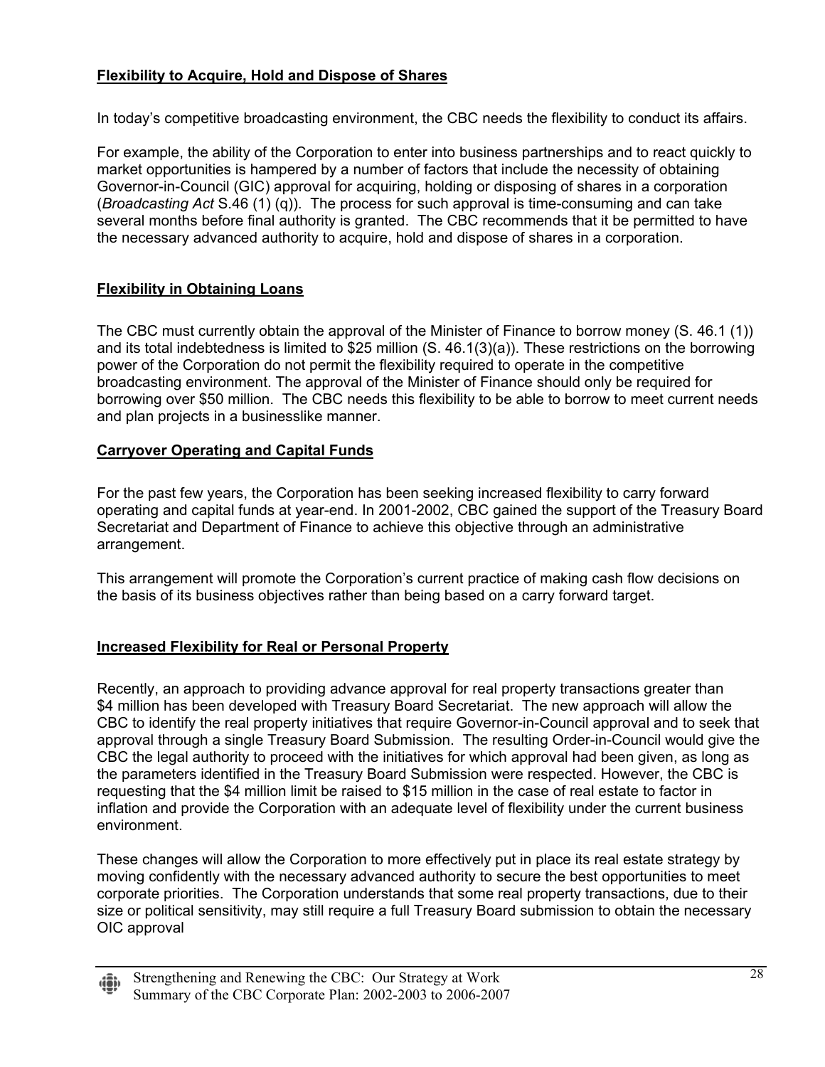**Flexibility to Acquire, Hold and Dispose of Shares**

In today's competitive broadcasting environment, the CBC needs the flexibility to conduct its affairs.

For example, the ability of the Corporation to enter into business partnerships and to react quickly to market opportunities is hampered by a number of factors that include the necessity of obtaining Governor-in-Council (GIC) approval for acquiring, holding or disposing of shares in a corporation (*Broadcasting Act* S.46 (1) (q)). The process for such approval is time-consuming and can take several months before final authority is granted. The CBC recommends that it be permitted to have the necessary advanced authority to acquire, hold and dispose of shares in a corporation.

**Flexibility in Obtaining Loans**

The CBC must currently obtain the approval of the Minister of Finance to borrow money (S. 46.1 (1)) and its total indebtedness is limited to $25 million (S. 46.1(3)(a)). These restrictions on the borrowing power of the Corporation do not permit the flexibility required to operate in the competitive broadcasting environment. The approval of the Minister of Finance should only be required for borrowing over $50 million. The CBC needs this flexibility to be able to borrow to meet current needs and plan projects in a businesslike manner.

**Carryover Operating and Capital Funds**

For the past few years, the Corporation has been seeking increased flexibility to carry forward operating and capital funds at year-end. In 2001-2002, CBC gained the support of the Treasury Board Secretariat and Department of Finance to achieve this objective through an administrative arrangement.

This arrangement will promote the Corporation's current practice of making cash flow decisions on the basis of its business objectives rather than being based on a carry forward target.

**Increased Flexibility for Real or Personal Property**

Recently, an approach to providing advance approval for real property transactions greater than $4 million has been developed with Treasury Board Secretariat. The new approach will allow the CBC to identify the real property initiatives that require Governor-in-Council approval and to seek that approval through a single Treasury Board Submission. The resulting Order-in-Council would give the CBC the legal authority to proceed with the initiatives for which approval had been given, as long as the parameters identified in the Treasury Board Submission were respected. However, the CBC is requesting that the $4 million limit be raised to $15 million in the case of real estate to factor in inflation and provide the Corporation with an adequate level of flexibility under the current business environment.

These changes will allow the Corporation to more effectively put in place its real estate strategy by moving confidently with the necessary advanced authority to secure the best opportunities to meet corporate priorities. The Corporation understands that some real property transactions, due to their size or political sensitivity, may still require a full Treasury Board submission to obtain the necessary OIC approval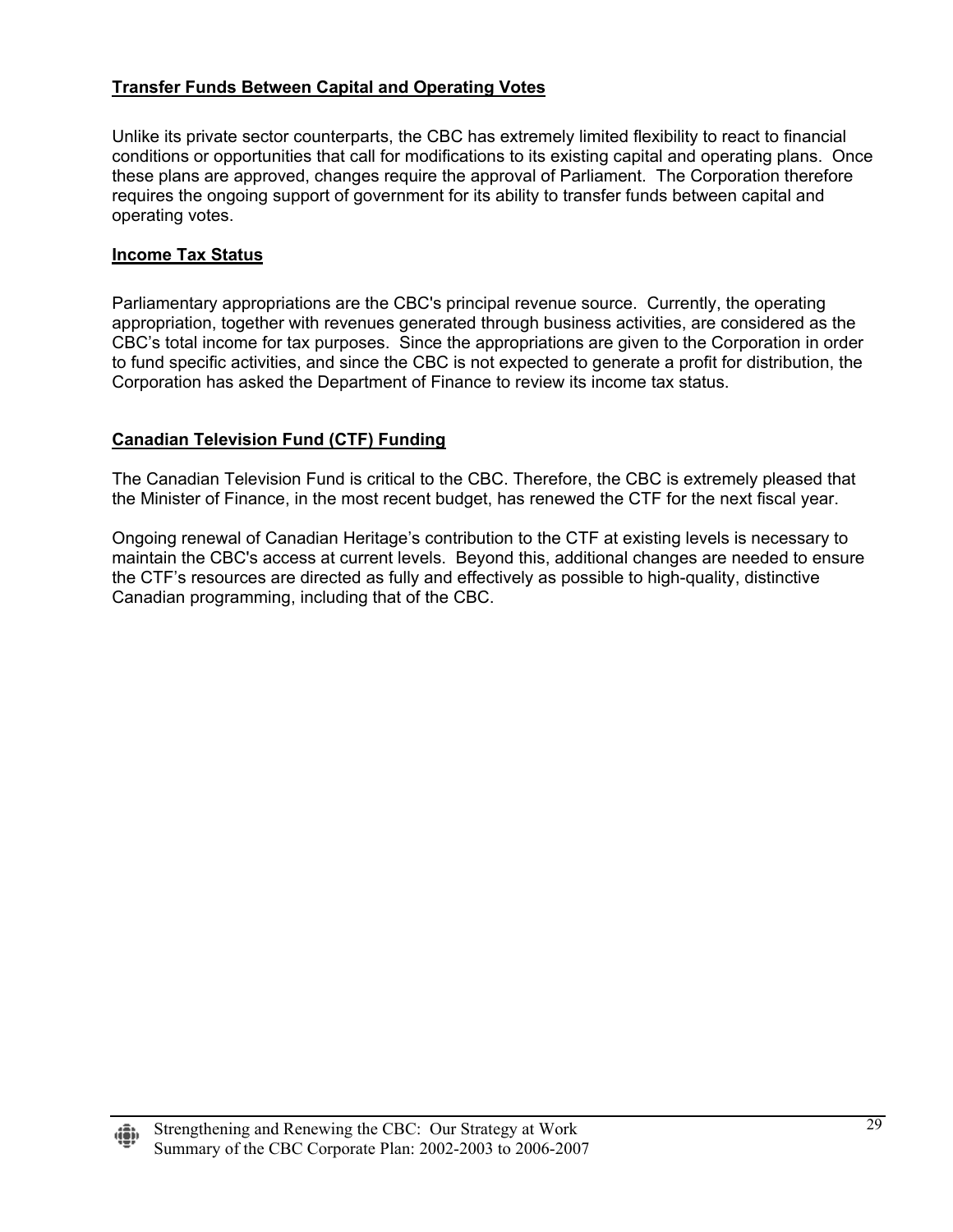### **Transfer Funds Between Capital and Operating Votes**

Unlike its private sector counterparts, the CBC has extremely limited flexibility to react to financial conditions or opportunities that call for modifications to its existing capital and operating plans. Once these plans are approved, changes require the approval of Parliament. The Corporation therefore requires the ongoing support of government for its ability to transfer funds between capital and operating votes.

### **Income Tax Status**

Parliamentary appropriations are the CBC's principal revenue source. Currently, the operating appropriation, together with revenues generated through business activities, are considered as the CBC's total income for tax purposes. Since the appropriations are given to the Corporation in order to fund specific activities, and since the CBC is not expected to generate a profit for distribution, the Corporation has asked the Department of Finance to review its income tax status.

### **Canadian Television Fund (CTF) Funding**

The Canadian Television Fund is critical to the CBC. Therefore, the CBC is extremely pleased that the Minister of Finance, in the most recent budget, has renewed the CTF for the next fiscal year.

Ongoing renewal of Canadian Heritage's contribution to the CTF at existing levels is necessary to maintain the CBC's access at current levels. Beyond this, additional changes are needed to ensure the CTF's resources are directed as fully and effectively as possible to high-quality, distinctive Canadian programming, including that of the CBC.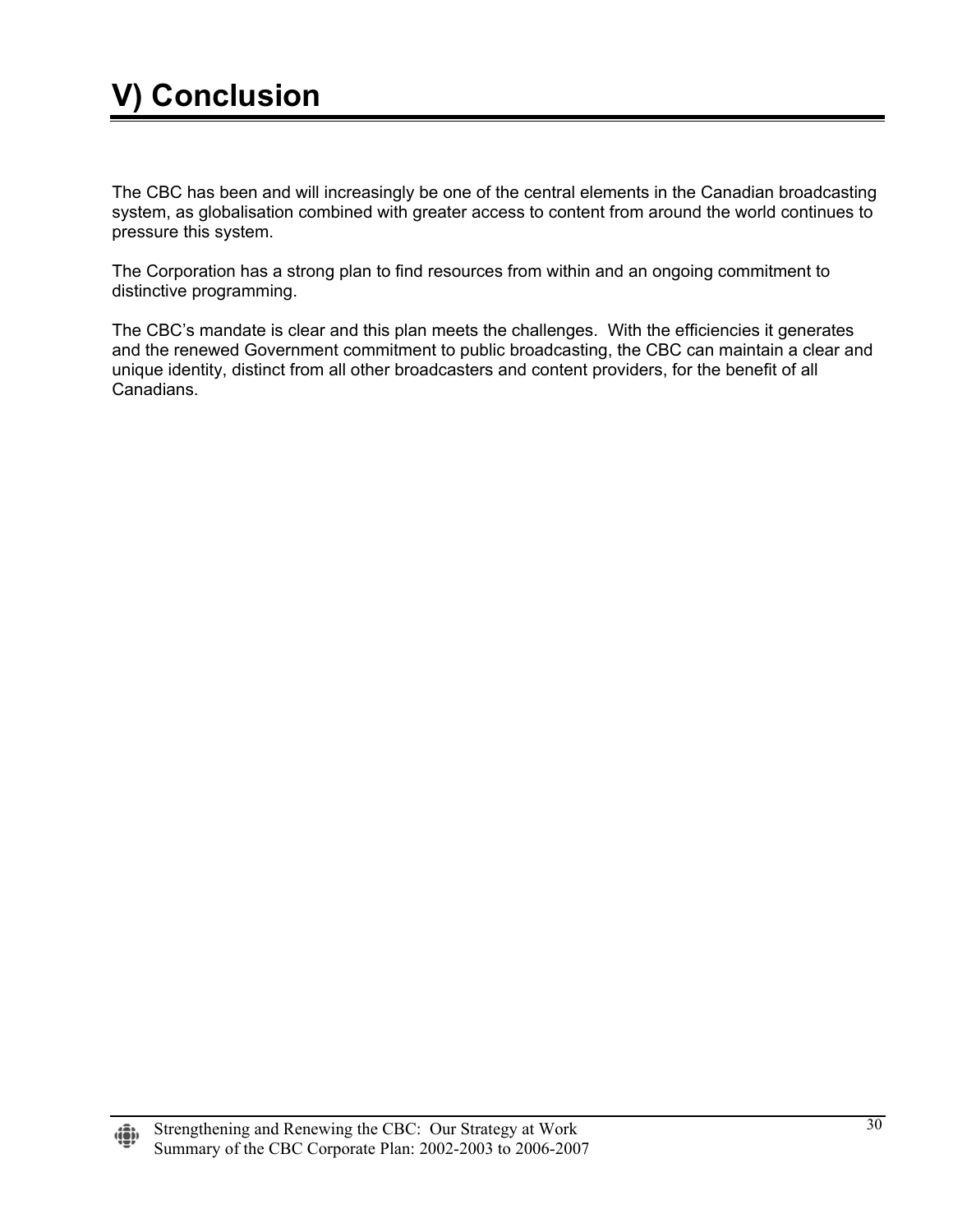# V) Conclusion

The CBC has been and will increasingly be one of the central elements in the Canadian broadcasting system, as globalisation combined with greater access to content from around the world continues to pressure this system.

The Corporation has a strong plan to find resources from within and an ongoing commitment to distinctive programming.

The CBC's mandate is clear and this plan meets the challenges. With the efficiencies it generates and the renewed Government commitment to public broadcasting, the CBC can maintain a clear and unique identity, distinct from all other broadcasters and content providers, for the benefit of all Canadians.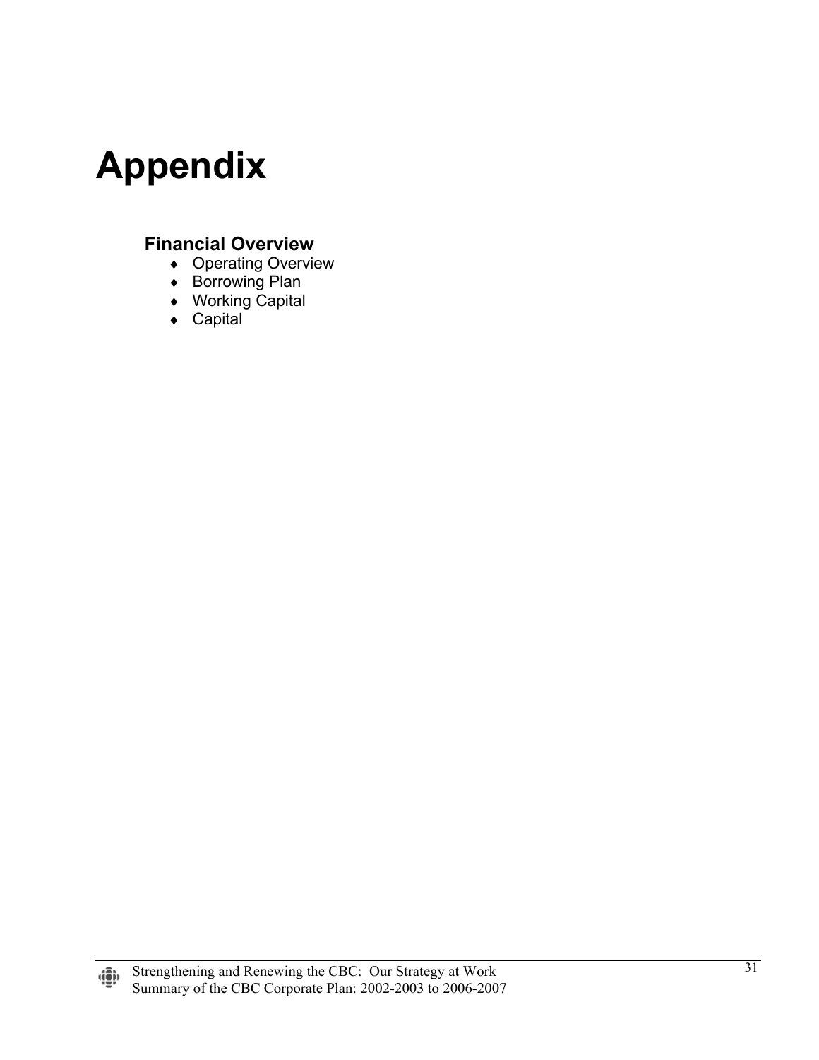# Appendix

## Financial Overview

- Operating Overview
- Borrowing Plan
- Working Capital
- Capital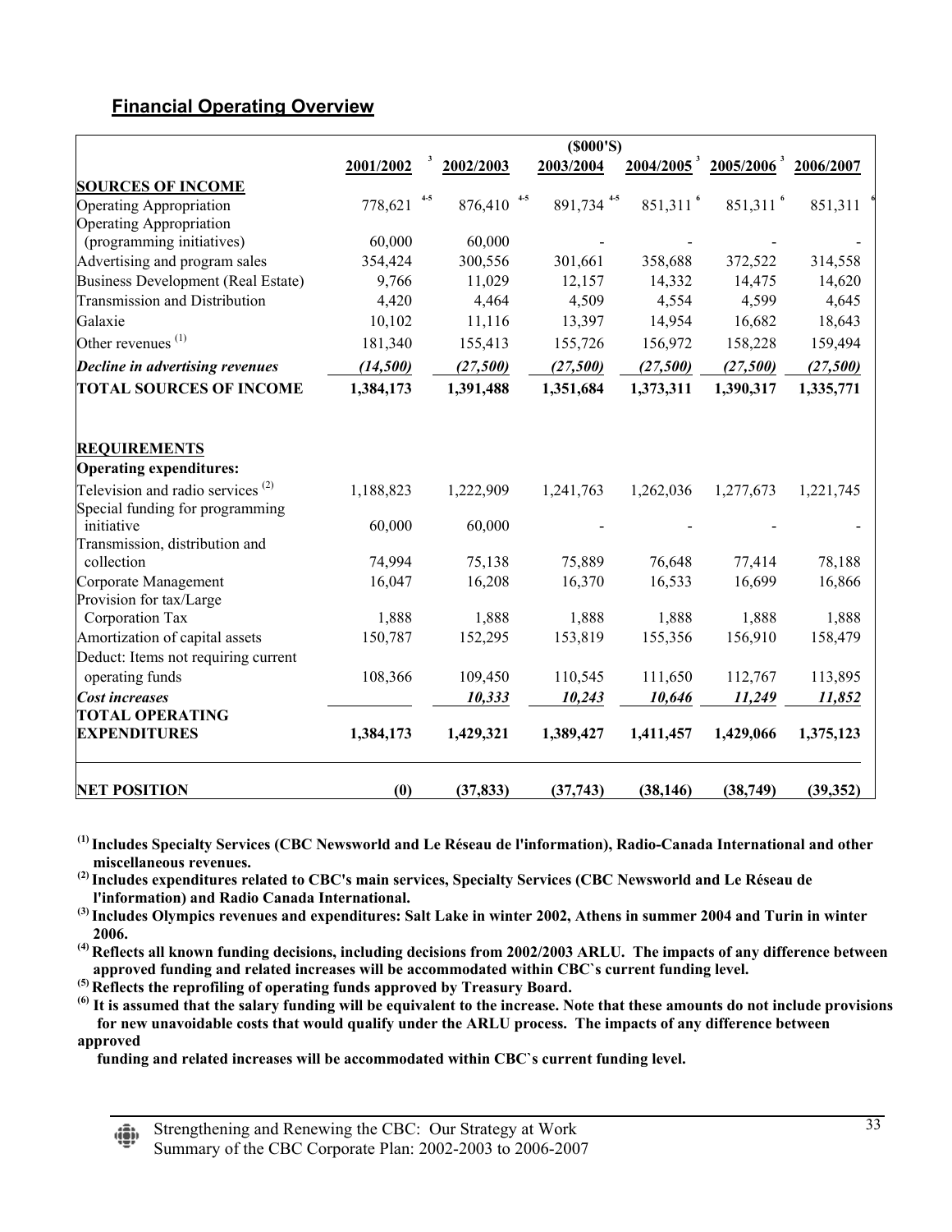## Financial Operating Overview

| | ($000'S) | | | | | |
|---|---|---|---|---|---|---|
| | 2001/2002 [3] | 2002/2003 | 2003/2004 | 2004/2005 [3] | 2005/2006 [3] | 2006/2007 |
| **SOURCES OF INCOME** | | | | | | |
| Operating Appropriation | 778,621 [4-5] | 876,410 [4-5] | 891,734 [4-5] | 851,311 [6] | 851,311 [6] | 851,311 [6] |
| Operating Appropriation (programming initiatives) | 60,000 | 60,000 | - | - | - | - |
| Advertising and program sales | 354,424 | 300,556 | 301,661 | 358,688 | 372,522 | 314,558 |
| Business Development (Real Estate) | 9,766 | 11,029 | 12,157 | 14,332 | 14,475 | 14,620 |
| Transmission and Distribution | 4,420 | 4,464 | 4,509 | 4,554 | 4,599 | 4,645 |
| Galaxie | 10,102 | 11,116 | 13,397 | 14,954 | 16,682 | 18,643 |
| Other revenues [(1)] | 181,340 | 155,413 | 155,726 | 156,972 | 158,228 | 159,494 |
| ***Decline in advertising revenues*** | ***(14,500)*** | ***(27,500)*** | ***(27,500)*** | ***(27,500)*** | ***(27,500)*** | ***(27,500)*** |
| **TOTAL SOURCES OF INCOME** | **1,384,173** | **1,391,488** | **1,351,684** | **1,373,311** | **1,390,317** | **1,335,771** |
| | | | | | | |
| **REQUIREMENTS** | | | | | | |
| **Operating expenditures:** | | | | | | |
| Television and radio services [(2)] | 1,188,823 | 1,222,909 | 1,241,763 | 1,262,036 | 1,277,673 | 1,221,745 |
| Special funding for programming initiative | 60,000 | 60,000 | - | - | - | - |
| Transmission, distribution and collection | 74,994 | 75,138 | 75,889 | 76,648 | 77,414 | 78,188 |
| Corporate Management | 16,047 | 16,208 | 16,370 | 16,533 | 16,699 | 16,866 |
| Provision for tax/Large Corporation Tax | 1,888 | 1,888 | 1,888 | 1,888 | 1,888 | 1,888 |
| Amortization of capital assets | 150,787 | 152,295 | 153,819 | 155,356 | 156,910 | 158,479 |
| Deduct: Items not requiring current operating funds | 108,366 | 109,450 | 110,545 | 111,650 | 112,767 | 113,895 |
| ***Cost increases*** | | ***10,333*** | ***10,243*** | ***10,646*** | ***11,249*** | ***11,852*** |
| **TOTAL OPERATING EXPENDITURES** | **1,384,173** | **1,429,321** | **1,389,427** | **1,411,457** | **1,429,066** | **1,375,123** |
| | | | | | | |
| **NET POSITION** | **(0)** | **(37,833)** | **(37,743)** | **(38,146)** | **(38,749)** | **(39,352)** |

**(1) Includes Specialty Services (CBC Newsworld and Le Réseau de l'information), Radio-Canada International and other miscellaneous revenues.**

**(2) Includes expenditures related to CBC's main services, Specialty Services (CBC Newsworld and Le Réseau de l'information) and Radio Canada International.**

**(3) Includes Olympics revenues and expenditures: Salt Lake in winter 2002, Athens in summer 2004 and Turin in winter 2006.**

**(4) Reflects all known funding decisions, including decisions from 2002/2003 ARLU. The impacts of any difference between approved funding and related increases will be accommodated within CBC`s current funding level.**

**(5) Reflects the reprofiling of operating funds approved by Treasury Board.**

**(6) It is assumed that the salary funding will be equivalent to the increase. Note that these amounts do not include provisions for new unavoidable costs that would qualify under the ARLU process. The impacts of any difference between approved funding and related increases will be accommodated within CBC`s current funding level.**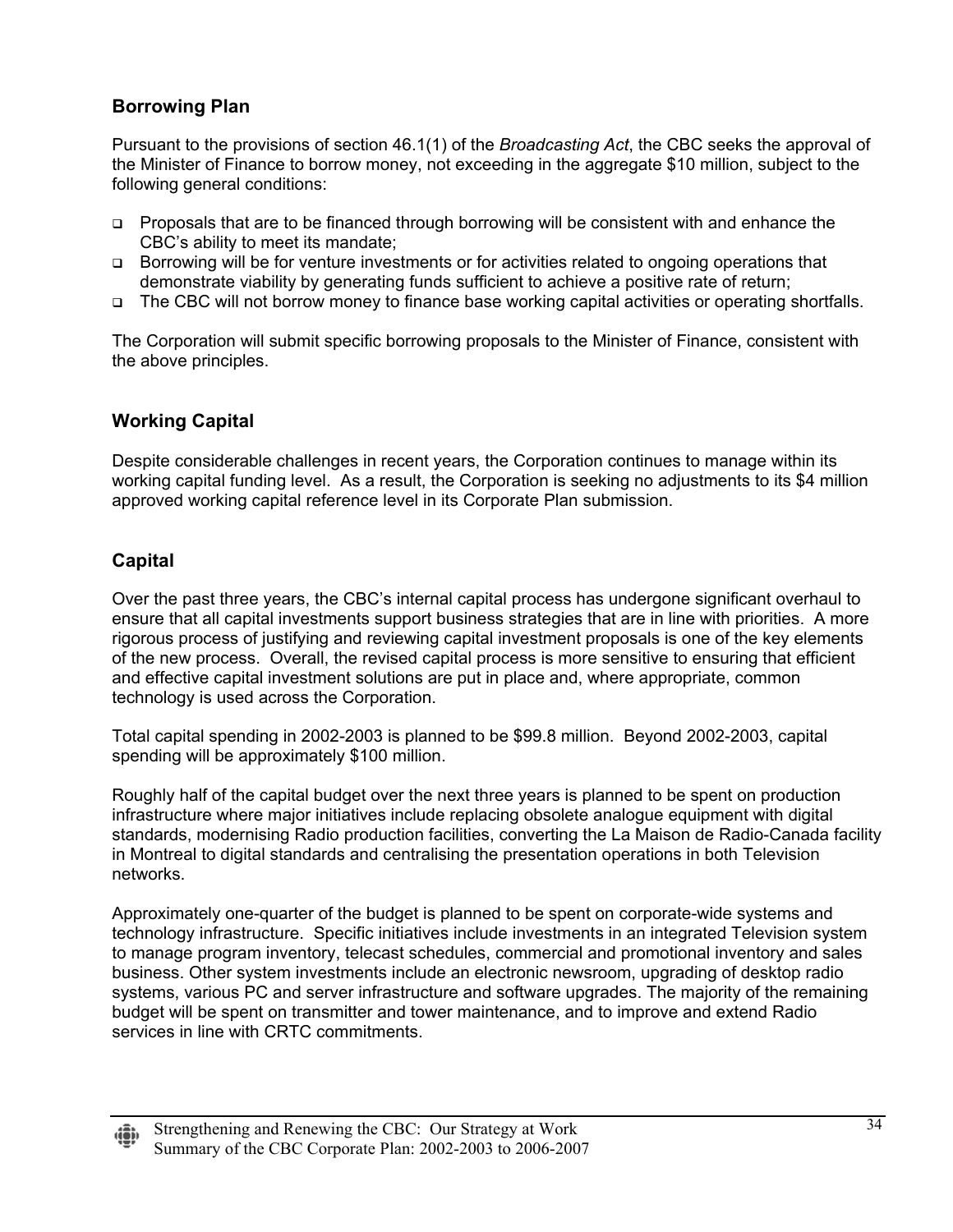## Borrowing Plan

Pursuant to the provisions of section 46.1(1) of the *Broadcasting Act*, the CBC seeks the approval of the Minister of Finance to borrow money, not exceeding in the aggregate $10 million, subject to the following general conditions:

- Proposals that are to be financed through borrowing will be consistent with and enhance the CBC's ability to meet its mandate;
- Borrowing will be for venture investments or for activities related to ongoing operations that demonstrate viability by generating funds sufficient to achieve a positive rate of return;
- The CBC will not borrow money to finance base working capital activities or operating shortfalls.

The Corporation will submit specific borrowing proposals to the Minister of Finance, consistent with the above principles.

## Working Capital

Despite considerable challenges in recent years, the Corporation continues to manage within its working capital funding level. As a result, the Corporation is seeking no adjustments to its $4 million approved working capital reference level in its Corporate Plan submission.

## Capital

Over the past three years, the CBC's internal capital process has undergone significant overhaul to ensure that all capital investments support business strategies that are in line with priorities. A more rigorous process of justifying and reviewing capital investment proposals is one of the key elements of the new process. Overall, the revised capital process is more sensitive to ensuring that efficient and effective capital investment solutions are put in place and, where appropriate, common technology is used across the Corporation.

Total capital spending in 2002-2003 is planned to be $99.8 million. Beyond 2002-2003, capital spending will be approximately $100 million.

Roughly half of the capital budget over the next three years is planned to be spent on production infrastructure where major initiatives include replacing obsolete analogue equipment with digital standards, modernising Radio production facilities, converting the La Maison de Radio-Canada facility in Montreal to digital standards and centralising the presentation operations in both Television networks.

Approximately one-quarter of the budget is planned to be spent on corporate-wide systems and technology infrastructure. Specific initiatives include investments in an integrated Television system to manage program inventory, telecast schedules, commercial and promotional inventory and sales business. Other system investments include an electronic newsroom, upgrading of desktop radio systems, various PC and server infrastructure and software upgrades. The majority of the remaining budget will be spent on transmitter and tower maintenance, and to improve and extend Radio services in line with CRTC commitments.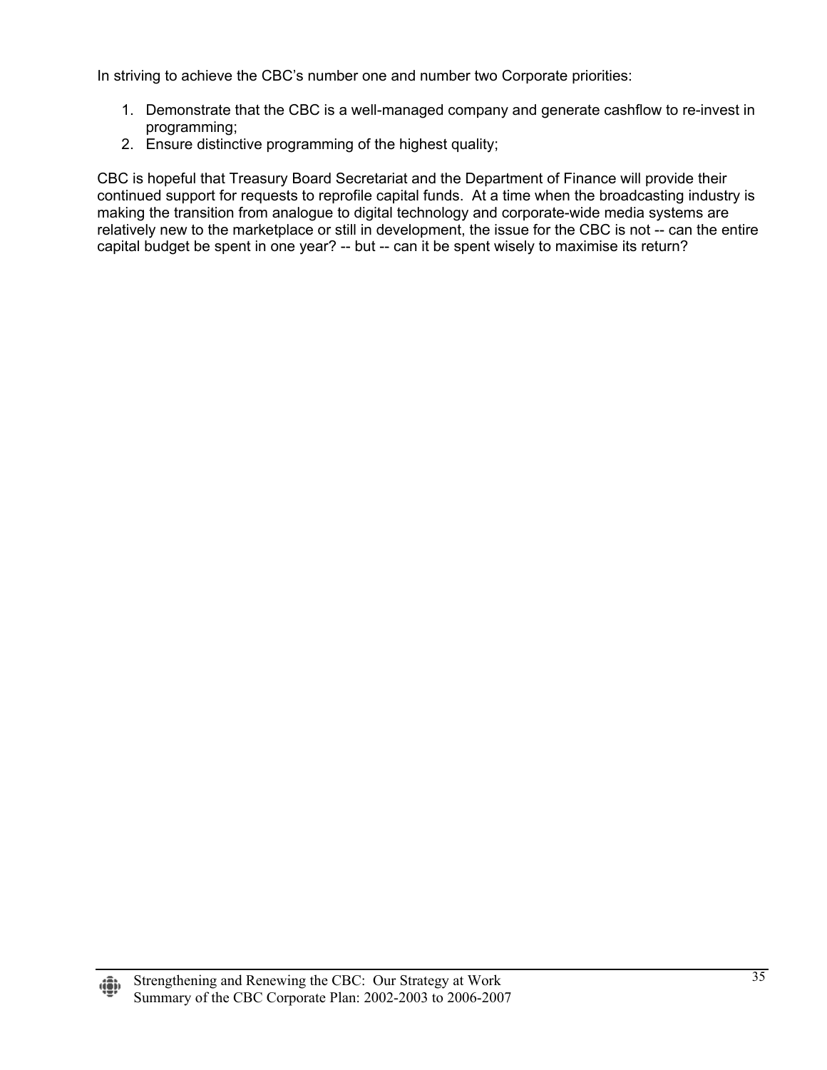In striving to achieve the CBC's number one and number two Corporate priorities:

1. Demonstrate that the CBC is a well-managed company and generate cashflow to re-invest in programming;
2. Ensure distinctive programming of the highest quality;

CBC is hopeful that Treasury Board Secretariat and the Department of Finance will provide their continued support for requests to reprofile capital funds. At a time when the broadcasting industry is making the transition from analogue to digital technology and corporate-wide media systems are relatively new to the marketplace or still in development, the issue for the CBC is not -- can the entire capital budget be spent in one year? -- but -- can it be spent wisely to maximise its return?